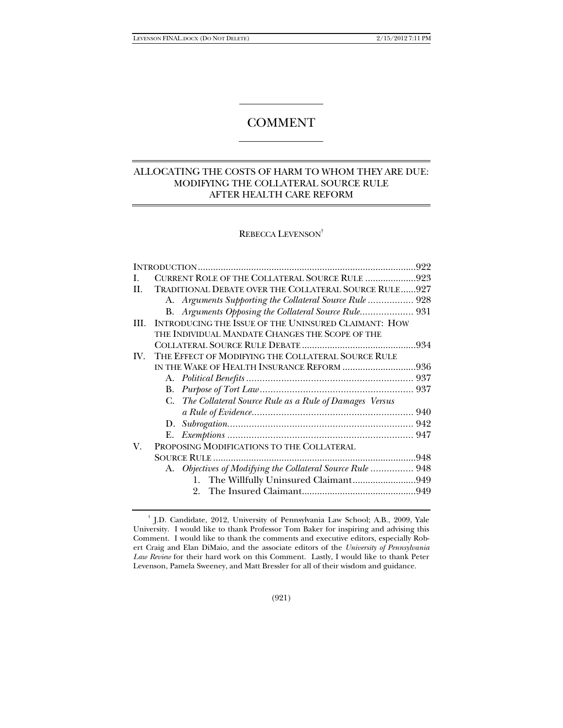# COMMENT

## ALLOCATING THE COSTS OF HARM TO WHOM THEY ARE DUE: MODIFYING THE COLLATERAL SOURCE RULE AFTER HEALTH CARE REFORM

REBECCA LEVENSON[†]

INTRODUCTION ....................................................................................922

I. CURRENT ROLE OF THE COLLATERAL SOURCE RULE ....................923

II. TRADITIONAL DEBATE OVER THE COLLATERAL SOURCE RULE......927

  A. *Arguments Supporting the Collateral Source Rule* ................. 928

  B. *Arguments Opposing the Collateral Source Rule*.................... 931

III. INTRODUCING THE ISSUE OF THE UNINSURED CLAIMANT: HOW THE INDIVIDUAL MANDATE CHANGES THE SCOPE OF THE COLLATERAL SOURCE RULE DEBATE ............................................934

IV. THE EFFECT OF MODIFYING THE COLLATERAL SOURCE RULE IN THE WAKE OF HEALTH INSURANCE REFORM .............................936

  A. *Political Benefits* ............................................................... 937

  B. *Purpose of Tort Law* .......................................................... 937

  C. *The Collateral Source Rule as a Rule of Damages Versus a Rule of Evidence*............................................................. 940

  D. *Subrogation*...................................................................... 942

  E. *Exemptions* ...................................................................... 947

V. PROPOSING MODIFICATIONS TO THE COLLATERAL SOURCE RULE ................................................................................948

  A. *Objectives of Modifying the Collateral Source Rule* ................ 948

    1. The Willfully Uninsured Claimant.........................949

    2. The Insured Claimant.............................................949

[†] J.D. Candidate, 2012, University of Pennsylvania Law School; A.B., 2009, Yale University. I would like to thank Professor Tom Baker for inspiring and advising this Comment. I would like to thank the comments and executive editors, especially Robert Craig and Elan DiMaio, and the associate editors of the *University of Pennsylvania Law Review* for their hard work on this Comment. Lastly, I would like to thank Peter Levenson, Pamela Sweeney, and Matt Bressler for all of their wisdom and guidance.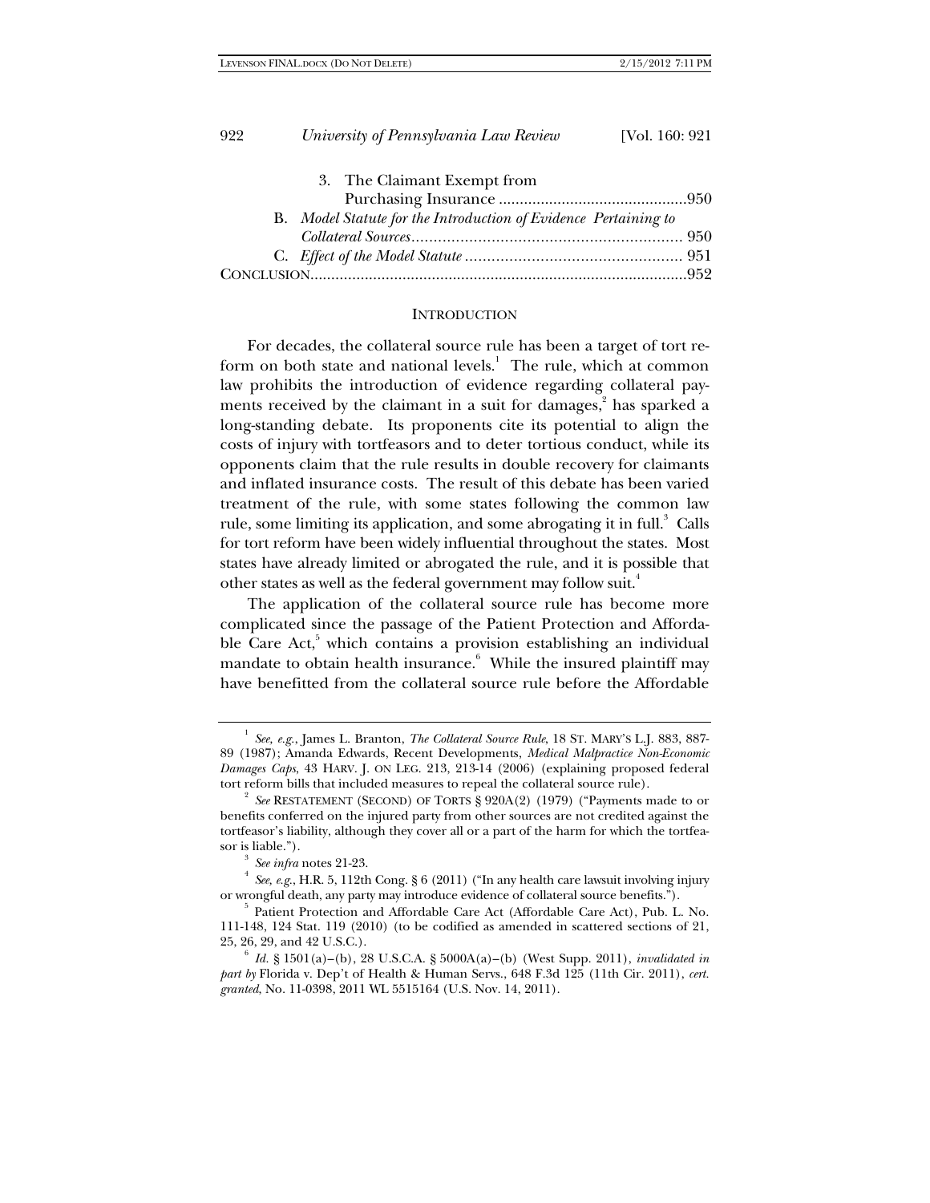3. The Claimant Exempt from Purchasing Insurance .............................................950

B. *Model Statute for the Introduction of Evidence Pertaining to Collateral Sources*............................................................. 950

C. *Effect of the Model Statute* ................................................. 951

CONCLUSION.........................................................................................952

## INTRODUCTION

For decades, the collateral source rule has been a target of tort reform on both state and national levels.[1] The rule, which at common law prohibits the introduction of evidence regarding collateral payments received by the claimant in a suit for damages,[2] has sparked a long-standing debate. Its proponents cite its potential to align the costs of injury with tortfeasors and to deter tortious conduct, while its opponents claim that the rule results in double recovery for claimants and inflated insurance costs. The result of this debate has been varied treatment of the rule, with some states following the common law rule, some limiting its application, and some abrogating it in full.[3] Calls for tort reform have been widely influential throughout the states. Most states have already limited or abrogated the rule, and it is possible that other states as well as the federal government may follow suit.[4]

The application of the collateral source rule has become more complicated since the passage of the Patient Protection and Affordable Care Act,[5] which contains a provision establishing an individual mandate to obtain health insurance.[6] While the insured plaintiff may have benefitted from the collateral source rule before the Affordable

---

[1] *See, e.g.*, James L. Branton, *The Collateral Source Rule*, 18 ST. MARY'S L.J. 883, 887-89 (1987); Amanda Edwards, Recent Developments, *Medical Malpractice Non-Economic Damages Caps*, 43 HARV. J. ON LEG. 213, 213-14 (2006) (explaining proposed federal tort reform bills that included measures to repeal the collateral source rule).

[2] *See* RESTATEMENT (SECOND) OF TORTS § 920A(2) (1979) ("Payments made to or benefits conferred on the injured party from other sources are not credited against the tortfeasor's liability, although they cover all or a part of the harm for which the tortfeasor is liable.").

[3] *See infra* notes 21-23.

[4] *See, e.g.*, H.R. 5, 112th Cong. § 6 (2011) ("In any health care lawsuit involving injury or wrongful death, any party may introduce evidence of collateral source benefits.").

[5] Patient Protection and Affordable Care Act (Affordable Care Act), Pub. L. No. 111-148, 124 Stat. 119 (2010) (to be codified as amended in scattered sections of 21, 25, 26, 29, and 42 U.S.C.).

[6] *Id.* § 1501(a)–(b), 28 U.S.C.A. § 5000A(a)–(b) (West Supp. 2011), *invalidated in part by* Florida v. Dep't of Health & Human Servs., 648 F.3d 125 (11th Cir. 2011), *cert. granted*, No. 11-0398, 2011 WL 5515164 (U.S. Nov. 14, 2011).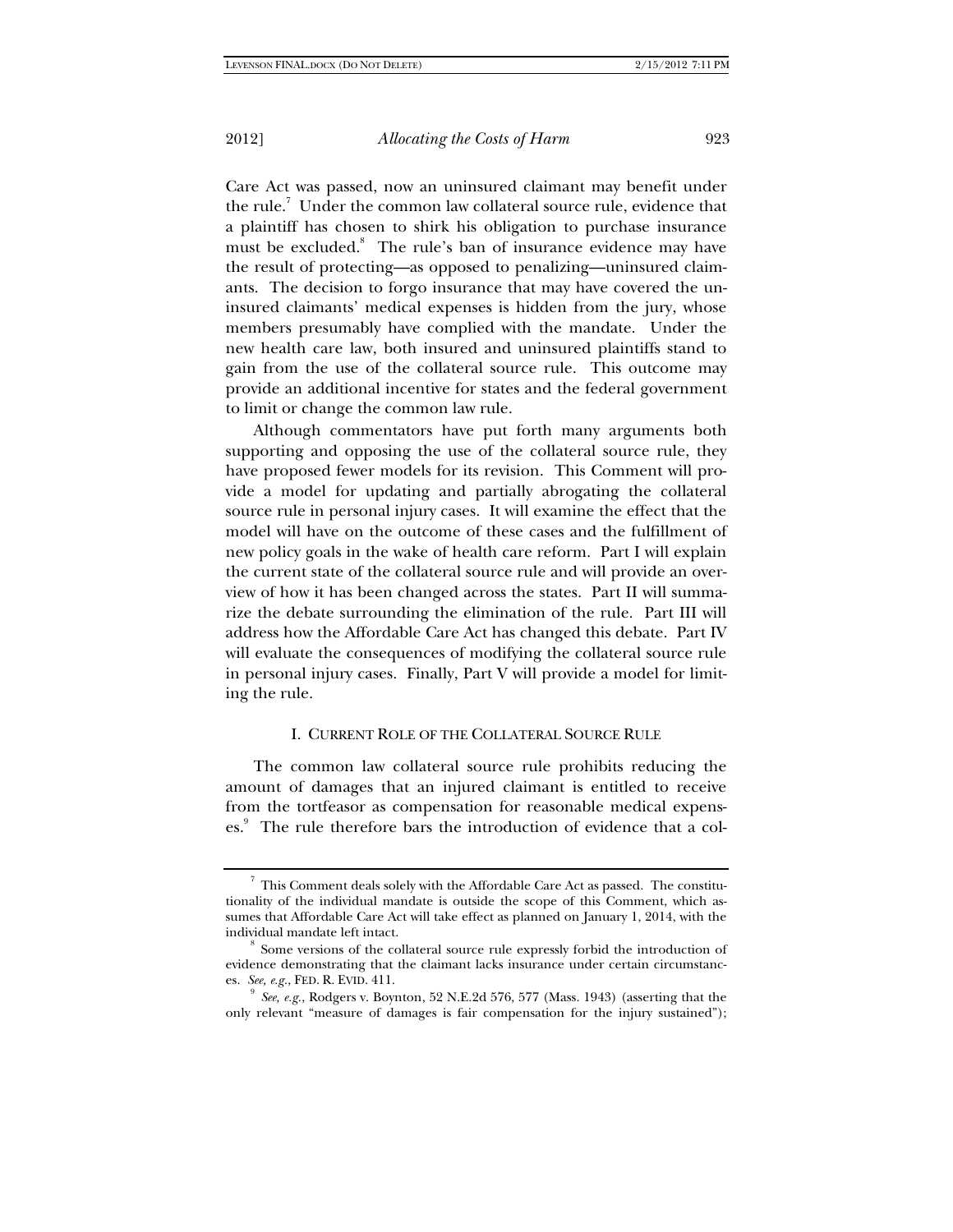Care Act was passed, now an uninsured claimant may benefit under the rule.[7] Under the common law collateral source rule, evidence that a plaintiff has chosen to shirk his obligation to purchase insurance must be excluded.[8] The rule's ban of insurance evidence may have the result of protecting—as opposed to penalizing—uninsured claimants. The decision to forgo insurance that may have covered the uninsured claimants' medical expenses is hidden from the jury, whose members presumably have complied with the mandate. Under the new health care law, both insured and uninsured plaintiffs stand to gain from the use of the collateral source rule. This outcome may provide an additional incentive for states and the federal government to limit or change the common law rule.

Although commentators have put forth many arguments both supporting and opposing the use of the collateral source rule, they have proposed fewer models for its revision. This Comment will provide a model for updating and partially abrogating the collateral source rule in personal injury cases. It will examine the effect that the model will have on the outcome of these cases and the fulfillment of new policy goals in the wake of health care reform. Part I will explain the current state of the collateral source rule and will provide an overview of how it has been changed across the states. Part II will summarize the debate surrounding the elimination of the rule. Part III will address how the Affordable Care Act has changed this debate. Part IV will evaluate the consequences of modifying the collateral source rule in personal injury cases. Finally, Part V will provide a model for limiting the rule.

## I. CURRENT ROLE OF THE COLLATERAL SOURCE RULE

The common law collateral source rule prohibits reducing the amount of damages that an injured claimant is entitled to receive from the tortfeasor as compensation for reasonable medical expenses.[9] The rule therefore bars the introduction of evidence that a col-

---

[7] This Comment deals solely with the Affordable Care Act as passed. The constitutionality of the individual mandate is outside the scope of this Comment, which assumes that Affordable Care Act will take effect as planned on January 1, 2014, with the individual mandate left intact.

[8] Some versions of the collateral source rule expressly forbid the introduction of evidence demonstrating that the claimant lacks insurance under certain circumstances. *See, e.g.*, FED. R. EVID. 411.

[9] *See, e.g.*, Rodgers v. Boynton, 52 N.E.2d 576, 577 (Mass. 1943) (asserting that the only relevant "measure of damages is fair compensation for the injury sustained");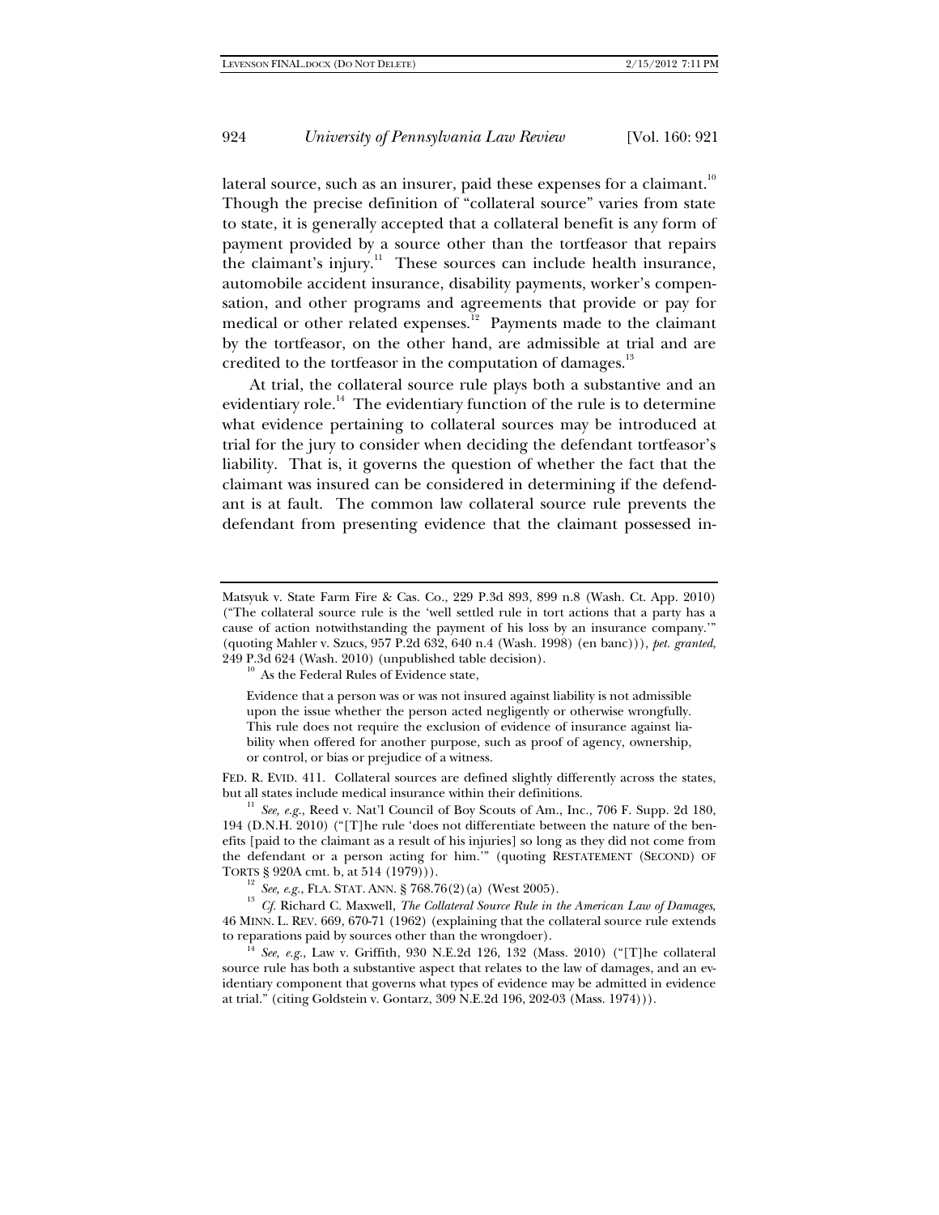lateral source, such as an insurer, paid these expenses for a claimant.[10] Though the precise definition of "collateral source" varies from state to state, it is generally accepted that a collateral benefit is any form of payment provided by a source other than the tortfeasor that repairs the claimant's injury.[11] These sources can include health insurance, automobile accident insurance, disability payments, worker's compensation, and other programs and agreements that provide or pay for medical or other related expenses.[12] Payments made to the claimant by the tortfeasor, on the other hand, are admissible at trial and are credited to the tortfeasor in the computation of damages.[13]

At trial, the collateral source rule plays both a substantive and an evidentiary role.[14] The evidentiary function of the rule is to determine what evidence pertaining to collateral sources may be introduced at trial for the jury to consider when deciding the defendant tortfeasor's liability. That is, it governs the question of whether the fact that the claimant was insured can be considered in determining if the defendant is at fault. The common law collateral source rule prevents the defendant from presenting evidence that the claimant possessed in-

---

Matsyuk v. State Farm Fire & Cas. Co., 229 P.3d 893, 899 n.8 (Wash. Ct. App. 2010) ("The collateral source rule is the 'well settled rule in tort actions that a party has a cause of action notwithstanding the payment of his loss by an insurance company.'" (quoting Mahler v. Szucs, 957 P.2d 632, 640 n.4 (Wash. 1998) (en banc))), *pet. granted*, 249 P.3d 624 (Wash. 2010) (unpublished table decision).

[10] As the Federal Rules of Evidence state,

> Evidence that a person was or was not insured against liability is not admissible upon the issue whether the person acted negligently or otherwise wrongfully. This rule does not require the exclusion of evidence of insurance against liability when offered for another purpose, such as proof of agency, ownership, or control, or bias or prejudice of a witness.

FED. R. EVID. 411. Collateral sources are defined slightly differently across the states, but all states include medical insurance within their definitions.

[11] *See, e.g.*, Reed v. Nat'l Council of Boy Scouts of Am., Inc., 706 F. Supp. 2d 180, 194 (D.N.H. 2010) ("[T]he rule 'does not differentiate between the nature of the benefits [paid to the claimant as a result of his injuries] so long as they did not come from the defendant or a person acting for him.'" (quoting RESTATEMENT (SECOND) OF TORTS § 920A cmt. b, at 514 (1979))).

[12] *See, e.g.*, FLA. STAT. ANN. § 768.76(2)(a) (West 2005).

[13] *Cf.* Richard C. Maxwell, *The Collateral Source Rule in the American Law of Damages*, 46 MINN. L. REV. 669, 670-71 (1962) (explaining that the collateral source rule extends to reparations paid by sources other than the wrongdoer).

[14] *See, e.g.*, Law v. Griffith, 930 N.E.2d 126, 132 (Mass. 2010) ("[T]he collateral source rule has both a substantive aspect that relates to the law of damages, and an evidentiary component that governs what types of evidence may be admitted in evidence at trial." (citing Goldstein v. Gontarz, 309 N.E.2d 196, 202-03 (Mass. 1974))).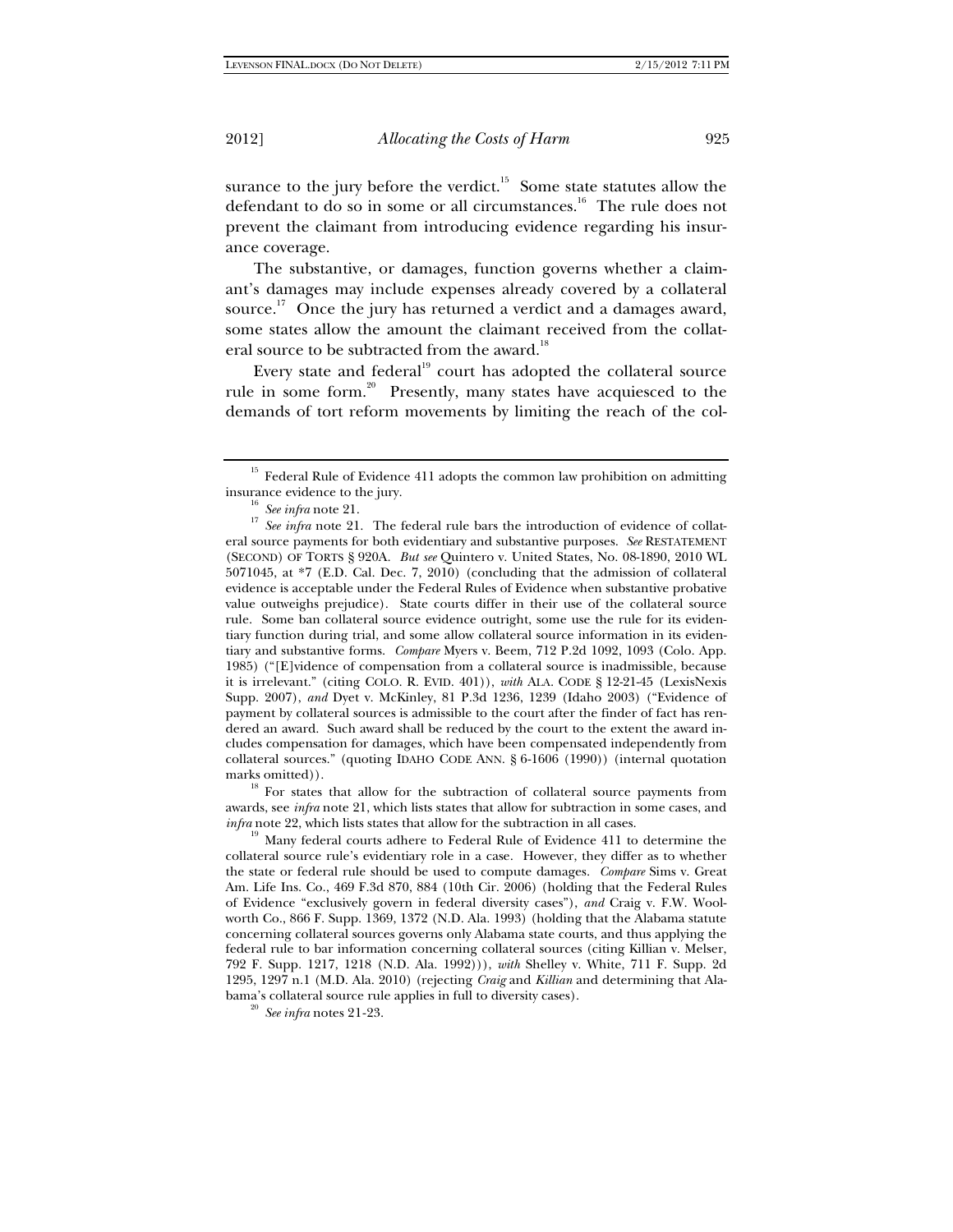surance to the jury before the verdict.[15] Some state statutes allow the defendant to do so in some or all circumstances.[16] The rule does not prevent the claimant from introducing evidence regarding his insurance coverage.

The substantive, or damages, function governs whether a claimant's damages may include expenses already covered by a collateral source.[17] Once the jury has returned a verdict and a damages award, some states allow the amount the claimant received from the collateral source to be subtracted from the award.[18]

Every state and federal[19] court has adopted the collateral source rule in some form.[20] Presently, many states have acquiesced to the demands of tort reform movements by limiting the reach of the col-

---

[15] Federal Rule of Evidence 411 adopts the common law prohibition on admitting insurance evidence to the jury.

[16] *See infra* note 21.

[17] *See infra* note 21. The federal rule bars the introduction of evidence of collateral source payments for both evidentiary and substantive purposes. *See* RESTATEMENT (SECOND) OF TORTS § 920A. *But see* Quintero v. United States, No. 08-1890, 2010 WL 5071045, at *7 (E.D. Cal. Dec. 7, 2010) (concluding that the admission of collateral evidence is acceptable under the Federal Rules of Evidence when substantive probative value outweighs prejudice). State courts differ in their use of the collateral source rule. Some ban collateral source evidence outright, some use the rule for its evidentiary function during trial, and some allow collateral source information in its evidentiary and substantive forms. *Compare* Myers v. Beem, 712 P.2d 1092, 1093 (Colo. App. 1985) ("[E]vidence of compensation from a collateral source is inadmissible, because it is irrelevant." (citing COLO. R. EVID. 401)), *with* ALA. CODE § 12-21-45 (LexisNexis Supp. 2007), *and* Dyet v. McKinley, 81 P.3d 1236, 1239 (Idaho 2003) ("Evidence of payment by collateral sources is admissible to the court after the finder of fact has rendered an award. Such award shall be reduced by the court to the extent the award includes compensation for damages, which have been compensated independently from collateral sources." (quoting IDAHO CODE ANN. § 6-1606 (1990)) (internal quotation marks omitted)).

[18] For states that allow for the subtraction of collateral source payments from awards, see *infra* note 21, which lists states that allow for subtraction in some cases, and *infra* note 22, which lists states that allow for the subtraction in all cases.

[19] Many federal courts adhere to Federal Rule of Evidence 411 to determine the collateral source rule's evidentiary role in a case. However, they differ as to whether the state or federal rule should be used to compute damages. *Compare* Sims v. Great Am. Life Ins. Co., 469 F.3d 870, 884 (10th Cir. 2006) (holding that the Federal Rules of Evidence "exclusively govern in federal diversity cases"), *and* Craig v. F.W. Woolworth Co., 866 F. Supp. 1369, 1372 (N.D. Ala. 1993) (holding that the Alabama statute concerning collateral sources governs only Alabama state courts, and thus applying the federal rule to bar information concerning collateral sources (citing Killian v. Melser, 792 F. Supp. 1217, 1218 (N.D. Ala. 1992))), *with* Shelley v. White, 711 F. Supp. 2d 1295, 1297 n.1 (M.D. Ala. 2010) (rejecting *Craig* and *Killian* and determining that Alabama's collateral source rule applies in full to diversity cases).

[20] *See infra* notes 21-23.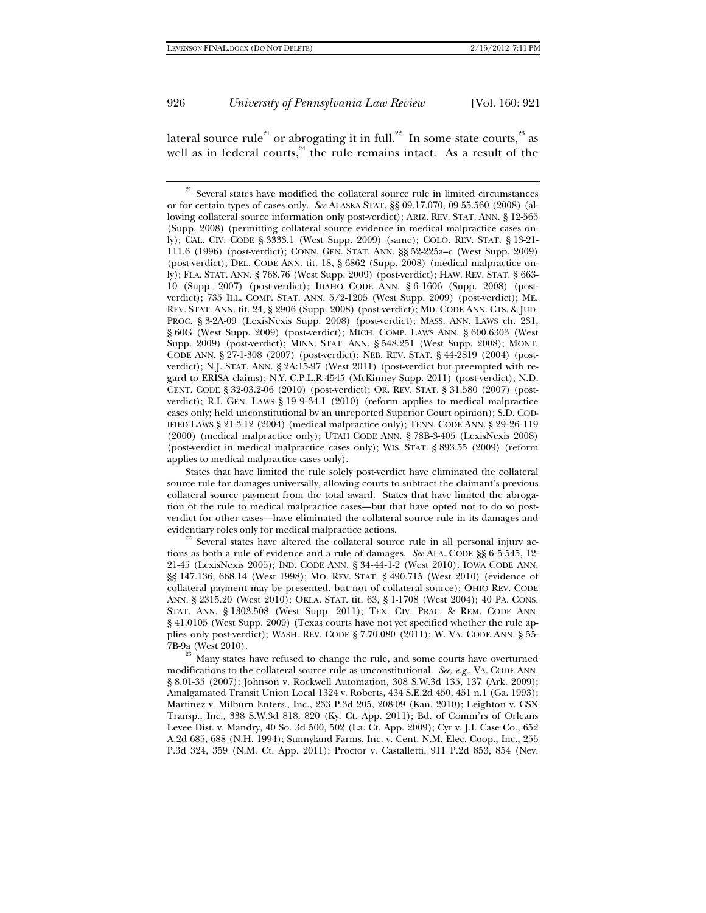lateral source rule[21] or abrogating it in full.[22] In some state courts,[23] as well as in federal courts,[24] the rule remains intact. As a result of the

---

[21] Several states have modified the collateral source rule in limited circumstances or for certain types of cases only. *See* ALASKA STAT. §§ 09.17.070, 09.55.560 (2008) (allowing collateral source information only post-verdict); ARIZ. REV. STAT. ANN. § 12-565 (Supp. 2008) (permitting collateral source evidence in medical malpractice cases only); CAL. CIV. CODE § 3333.1 (West Supp. 2009) (same); COLO. REV. STAT. § 13-21-111.6 (1996) (post-verdict); CONN. GEN. STAT. ANN. §§ 52-225a–c (West Supp. 2009) (post-verdict); DEL. CODE ANN. tit. 18, § 6862 (Supp. 2008) (medical malpractice only); FLA. STAT. ANN. § 768.76 (West Supp. 2009) (post-verdict); HAW. REV. STAT. § 663-10 (Supp. 2007) (post-verdict); IDAHO CODE ANN. § 6-1606 (Supp. 2008) (post-verdict); 735 ILL. COMP. STAT. ANN. 5/2-1205 (West Supp. 2009) (post-verdict); ME. REV. STAT. ANN. tit. 24, § 2906 (Supp. 2008) (post-verdict); MD. CODE ANN. CTS. & JUD. PROC. § 3-2A-09 (LexisNexis Supp. 2008) (post-verdict); MASS. ANN. LAWS ch. 231, § 60G (West Supp. 2009) (post-verdict); MICH. COMP. LAWS ANN. § 600.6303 (West Supp. 2009) (post-verdict); MINN. STAT. ANN. § 548.251 (West Supp. 2008); MONT. CODE ANN. § 27-1-308 (2007) (post-verdict); NEB. REV. STAT. § 44-2819 (2004) (post-verdict); N.J. STAT. ANN. § 2A:15-97 (West 2011) (post-verdict but preempted with regard to ERISA claims); N.Y. C.P.L.R 4545 (McKinney Supp. 2011) (post-verdict); N.D. CENT. CODE § 32-03.2-06 (2010) (post-verdict); OR. REV. STAT. § 31.580 (2007) (post-verdict); R.I. GEN. LAWS § 19-9-34.1 (2010) (reform applies to medical malpractice cases only; held unconstitutional by an unreported Superior Court opinion); S.D. CODIFIED LAWS § 21-3-12 (2004) (medical malpractice only); TENN. CODE ANN. § 29-26-119 (2000) (medical malpractice only); UTAH CODE ANN. § 78B-3-405 (LexisNexis 2008) (post-verdict in medical malpractice cases only); WIS. STAT. § 893.55 (2009) (reform applies to medical malpractice cases only).

States that have limited the rule solely post-verdict have eliminated the collateral source rule for damages universally, allowing courts to subtract the claimant's previous collateral source payment from the total award. States that have limited the abrogation of the rule to medical malpractice cases—but that have opted not to do so post-verdict for other cases—have eliminated the collateral source rule in its damages and evidentiary roles only for medical malpractice actions.

[22] Several states have altered the collateral source rule in all personal injury actions as both a rule of evidence and a rule of damages. *See* ALA. CODE §§ 6-5-545, 12-21-45 (LexisNexis 2005); IND. CODE ANN. § 34-44-1-2 (West 2010); IOWA CODE ANN. §§ 147.136, 668.14 (West 1998); MO. REV. STAT. § 490.715 (West 2010) (evidence of collateral payment may be presented, but not of collateral source); OHIO REV. CODE ANN. § 2315.20 (West 2010); OKLA. STAT. tit. 63, § 1-1708 (West 2004); 40 PA. CONS. STAT. ANN. § 1303.508 (West Supp. 2011); TEX. CIV. PRAC. & REM. CODE ANN. § 41.0105 (West Supp. 2009) (Texas courts have not yet specified whether the rule applies only post-verdict); WASH. REV. CODE § 7.70.080 (2011); W. VA. CODE ANN. § 55-7B-9a (West 2010).

[23] Many states have refused to change the rule, and some courts have overturned modifications to the collateral source rule as unconstitutional. *See, e.g.*, VA. CODE ANN. § 8.01-35 (2007); Johnson v. Rockwell Automation, 308 S.W.3d 135, 137 (Ark. 2009); Amalgamated Transit Union Local 1324 v. Roberts, 434 S.E.2d 450, 451 n.1 (Ga. 1993); Martinez v. Milburn Enters., Inc., 233 P.3d 205, 208-09 (Kan. 2010); Leighton v. CSX Transp., Inc., 338 S.W.3d 818, 820 (Ky. Ct. App. 2011); Bd. of Comm'rs of Orleans Levee Dist. v. Mandry, 40 So. 3d 500, 502 (La. Ct. App. 2009); Cyr v. J.I. Case Co., 652 A.2d 685, 688 (N.H. 1994); Sunnyland Farms, Inc. v. Cent. N.M. Elec. Coop., Inc., 255 P.3d 324, 359 (N.M. Ct. App. 2011); Proctor v. Castalletti, 911 P.2d 853, 854 (Nev.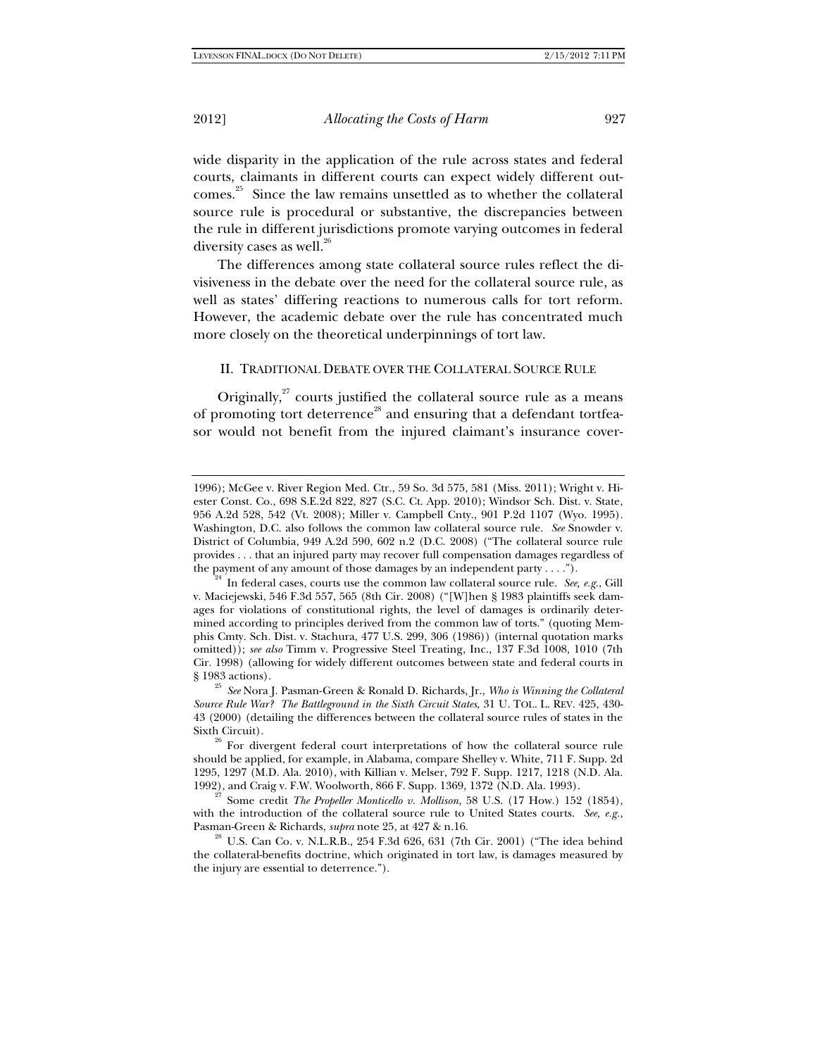wide disparity in the application of the rule across states and federal courts, claimants in different courts can expect widely different outcomes.[25] Since the law remains unsettled as to whether the collateral source rule is procedural or substantive, the discrepancies between the rule in different jurisdictions promote varying outcomes in federal diversity cases as well.[26]

The differences among state collateral source rules reflect the divisiveness in the debate over the need for the collateral source rule, as well as states' differing reactions to numerous calls for tort reform. However, the academic debate over the rule has concentrated much more closely on the theoretical underpinnings of tort law.

## II. TRADITIONAL DEBATE OVER THE COLLATERAL SOURCE RULE

Originally,[27] courts justified the collateral source rule as a means of promoting tort deterrence[28] and ensuring that a defendant tortfeasor would not benefit from the injured claimant's insurance cover-

---

1996); McGee v. River Region Med. Ctr., 59 So. 3d 575, 581 (Miss. 2011); Wright v. Hiester Const. Co., 698 S.E.2d 822, 827 (S.C. Ct. App. 2010); Windsor Sch. Dist. v. State, 956 A.2d 528, 542 (Vt. 2008); Miller v. Campbell Cnty., 901 P.2d 1107 (Wyo. 1995). Washington, D.C. also follows the common law collateral source rule. *See* Snowder v. District of Columbia, 949 A.2d 590, 602 n.2 (D.C. 2008) ("The collateral source rule provides . . . that an injured party may recover full compensation damages regardless of the payment of any amount of those damages by an independent party . . . .").

[24] In federal cases, courts use the common law collateral source rule. *See, e.g.*, Gill v. Maciejewski, 546 F.3d 557, 565 (8th Cir. 2008) ("[W]hen § 1983 plaintiffs seek damages for violations of constitutional rights, the level of damages is ordinarily determined according to principles derived from the common law of torts." (quoting Memphis Cmty. Sch. Dist. v. Stachura, 477 U.S. 299, 306 (1986)) (internal quotation marks omitted)); *see also* Timm v. Progressive Steel Treating, Inc., 137 F.3d 1008, 1010 (7th Cir. 1998) (allowing for widely different outcomes between state and federal courts in § 1983 actions).

[25] *See* Nora J. Pasman-Green & Ronald D. Richards, Jr., *Who is Winning the Collateral Source Rule War? The Battleground in the Sixth Circuit States*, 31 U. TOL. L. REV. 425, 430-43 (2000) (detailing the differences between the collateral source rules of states in the Sixth Circuit).

[26] For divergent federal court interpretations of how the collateral source rule should be applied, for example, in Alabama, compare Shelley v. White, 711 F. Supp. 2d 1295, 1297 (M.D. Ala. 2010), with Killian v. Melser, 792 F. Supp. 1217, 1218 (N.D. Ala. 1992), and Craig v. F.W. Woolworth, 866 F. Supp. 1369, 1372 (N.D. Ala. 1993).

[27] Some credit *The Propeller Monticello v. Mollison*, 58 U.S. (17 How.) 152 (1854), with the introduction of the collateral source rule to United States courts. *See, e.g.*, Pasman-Green & Richards, *supra* note 25, at 427 & n.16.

[28] U.S. Can Co. v. N.L.R.B., 254 F.3d 626, 631 (7th Cir. 2001) ("The idea behind the collateral-benefits doctrine, which originated in tort law, is damages measured by the injury are essential to deterrence.").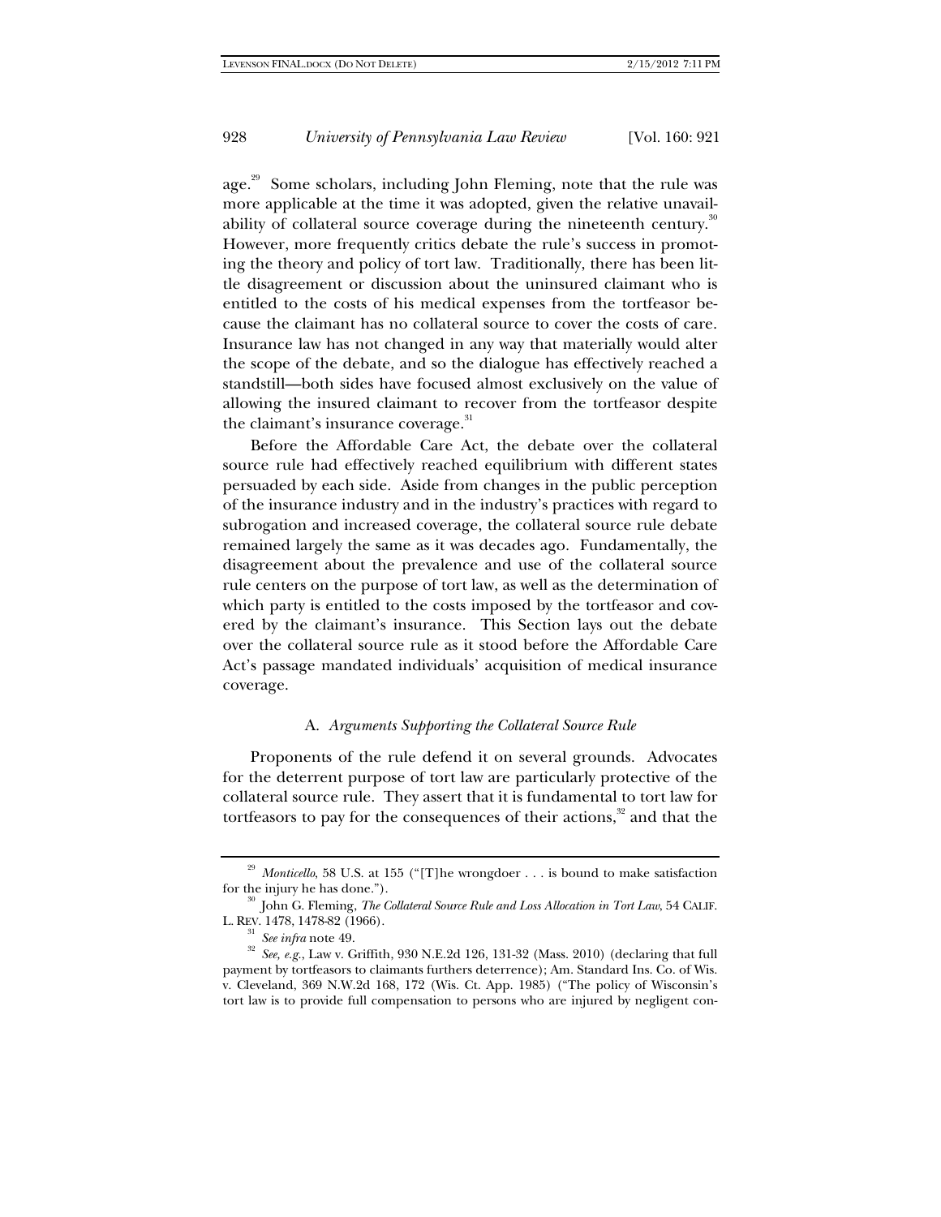age.[29] Some scholars, including John Fleming, note that the rule was more applicable at the time it was adopted, given the relative unavailability of collateral source coverage during the nineteenth century.[30] However, more frequently critics debate the rule's success in promoting the theory and policy of tort law. Traditionally, there has been little disagreement or discussion about the uninsured claimant who is entitled to the costs of his medical expenses from the tortfeasor because the claimant has no collateral source to cover the costs of care. Insurance law has not changed in any way that materially would alter the scope of the debate, and so the dialogue has effectively reached a standstill—both sides have focused almost exclusively on the value of allowing the insured claimant to recover from the tortfeasor despite the claimant's insurance coverage.[31]

Before the Affordable Care Act, the debate over the collateral source rule had effectively reached equilibrium with different states persuaded by each side. Aside from changes in the public perception of the insurance industry and in the industry's practices with regard to subrogation and increased coverage, the collateral source rule debate remained largely the same as it was decades ago. Fundamentally, the disagreement about the prevalence and use of the collateral source rule centers on the purpose of tort law, as well as the determination of which party is entitled to the costs imposed by the tortfeasor and covered by the claimant's insurance. This Section lays out the debate over the collateral source rule as it stood before the Affordable Care Act's passage mandated individuals' acquisition of medical insurance coverage.

### A. *Arguments Supporting the Collateral Source Rule*

Proponents of the rule defend it on several grounds. Advocates for the deterrent purpose of tort law are particularly protective of the collateral source rule. They assert that it is fundamental to tort law for tortfeasors to pay for the consequences of their actions,[32] and that the

---

[29] *Monticello*, 58 U.S. at 155 ("[T]he wrongdoer . . . is bound to make satisfaction for the injury he has done.").

[30] John G. Fleming, *The Collateral Source Rule and Loss Allocation in Tort Law*, 54 CALIF. L. REV. 1478, 1478-82 (1966).

[31] *See infra* note 49.

[32] *See, e.g.*, Law v. Griffith, 930 N.E.2d 126, 131-32 (Mass. 2010) (declaring that full payment by tortfeasors to claimants furthers deterrence); Am. Standard Ins. Co. of Wis. v. Cleveland, 369 N.W.2d 168, 172 (Wis. Ct. App. 1985) ("The policy of Wisconsin's tort law is to provide full compensation to persons who are injured by negligent con-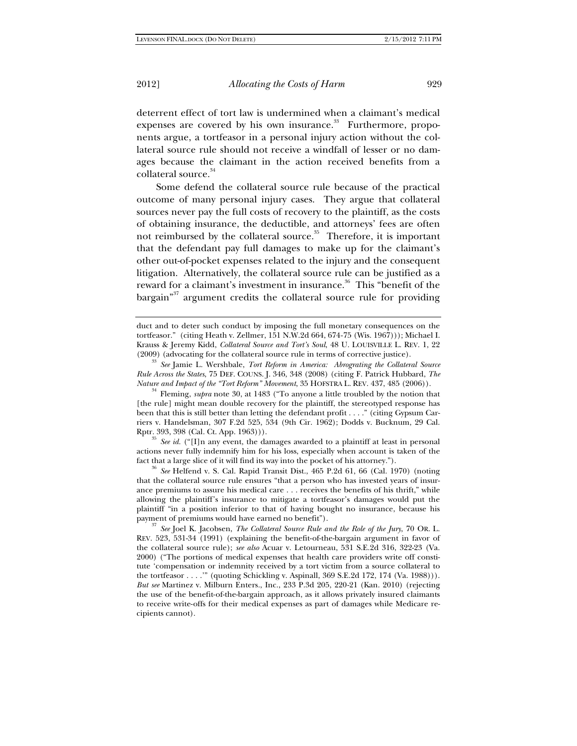deterrent effect of tort law is undermined when a claimant's medical expenses are covered by his own insurance.[33] Furthermore, proponents argue, a tortfeasor in a personal injury action without the collateral source rule should not receive a windfall of lesser or no damages because the claimant in the action received benefits from a collateral source.[34]

Some defend the collateral source rule because of the practical outcome of many personal injury cases. They argue that collateral sources never pay the full costs of recovery to the plaintiff, as the costs of obtaining insurance, the deductible, and attorneys' fees are often not reimbursed by the collateral source.[35] Therefore, it is important that the defendant pay full damages to make up for the claimant's other out-of-pocket expenses related to the injury and the consequent litigation. Alternatively, the collateral source rule can be justified as a reward for a claimant's investment in insurance.[36] This "benefit of the bargain"[37] argument credits the collateral source rule for providing

---

duct and to deter such conduct by imposing the full monetary consequences on the tortfeasor." (citing Heath v. Zellmer, 151 N.W.2d 664, 674-75 (Wis. 1967))); Michael I. Krauss & Jeremy Kidd, *Collateral Source and Tort's Soul*, 48 U. LOUISVILLE L. REV. 1, 22 (2009) (advocating for the collateral source rule in terms of corrective justice).

[33] *See* Jamie L. Wershbale, *Tort Reform in America: Abrograting the Collateral Source Rule Across the States*, 75 DEF. COUNS. J. 346, 348 (2008) (citing F. Patrick Hubbard, *The Nature and Impact of the "Tort Reform" Movement*, 35 HOFSTRA L. REV. 437, 485 (2006)).

[34] Fleming, *supra* note 30, at 1483 ("To anyone a little troubled by the notion that [the rule] might mean double recovery for the plaintiff, the stereotyped response has been that this is still better than letting the defendant profit . . . ." (citing Gypsum Carriers v. Handelsman, 307 F.2d 525, 534 (9th Cir. 1962); Dodds v. Bucknum, 29 Cal. Rptr. 393, 398 (Cal. Ct. App. 1963))).

[35] *See id.* ("[I]n any event, the damages awarded to a plaintiff at least in personal actions never fully indemnify him for his loss, especially when account is taken of the fact that a large slice of it will find its way into the pocket of his attorney.").

[36] *See* Helfend v. S. Cal. Rapid Transit Dist., 465 P.2d 61, 66 (Cal. 1970) (noting that the collateral source rule ensures "that a person who has invested years of insurance premiums to assure his medical care . . . receives the benefits of his thrift," while allowing the plaintiff's insurance to mitigate a tortfeasor's damages would put the plaintiff "in a position inferior to that of having bought no insurance, because his payment of premiums would have earned no benefit").

[37] *See* Joel K. Jacobsen, *The Collateral Source Rule and the Role of the Jury*, 70 OR. L. REV. 523, 531-34 (1991) (explaining the benefit-of-the-bargain argument in favor of the collateral source rule); *see also* Acuar v. Letourneau, 531 S.E.2d 316, 322-23 (Va. 2000) ("The portions of medical expenses that health care providers write off constitute 'compensation or indemnity received by a tort victim from a source collateral to the tortfeasor . . . .'" (quoting Schickling v. Aspinall, 369 S.E.2d 172, 174 (Va. 1988))). *But see* Martinez v. Milburn Enters., Inc., 233 P.3d 205, 220-21 (Kan. 2010) (rejecting the use of the benefit-of-the-bargain approach, as it allows privately insured claimants to receive write-offs for their medical expenses as part of damages while Medicare recipients cannot).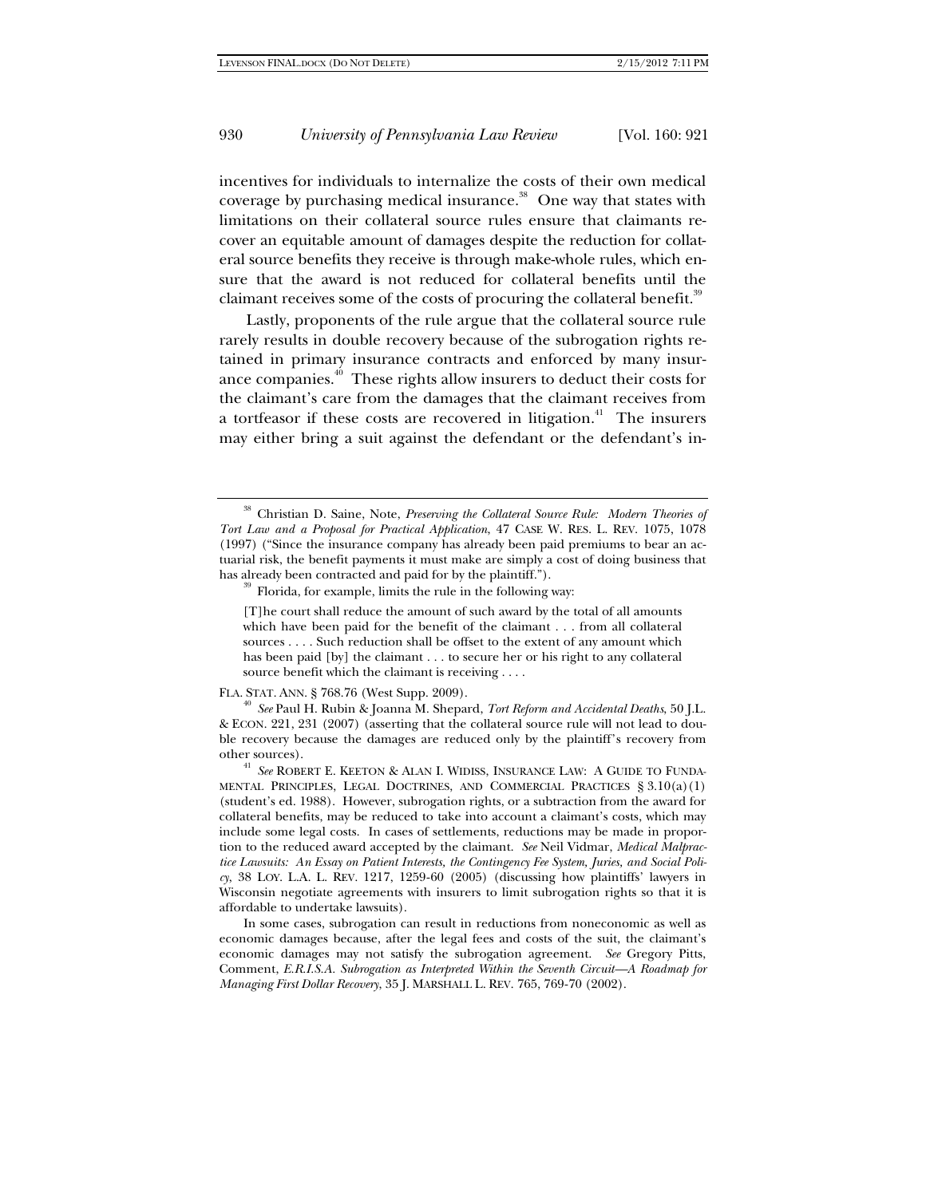incentives for individuals to internalize the costs of their own medical coverage by purchasing medical insurance.[38] One way that states with limitations on their collateral source rules ensure that claimants recover an equitable amount of damages despite the reduction for collateral source benefits they receive is through make-whole rules, which ensure that the award is not reduced for collateral benefits until the claimant receives some of the costs of procuring the collateral benefit.[39]

Lastly, proponents of the rule argue that the collateral source rule rarely results in double recovery because of the subrogation rights retained in primary insurance contracts and enforced by many insurance companies.[40] These rights allow insurers to deduct their costs for the claimant's care from the damages that the claimant receives from a tortfeasor if these costs are recovered in litigation.[41] The insurers may either bring a suit against the defendant or the defendant's in-

---

[38] Christian D. Saine, Note, *Preserving the Collateral Source Rule: Modern Theories of Tort Law and a Proposal for Practical Application*, 47 CASE W. RES. L. REV. 1075, 1078 (1997) ("Since the insurance company has already been paid premiums to bear an actuarial risk, the benefit payments it must make are simply a cost of doing business that has already been contracted and paid for by the plaintiff.").

[39] Florida, for example, limits the rule in the following way:

> [T]he court shall reduce the amount of such award by the total of all amounts which have been paid for the benefit of the claimant . . . from all collateral sources . . . . Such reduction shall be offset to the extent of any amount which has been paid [by] the claimant . . . to secure her or his right to any collateral source benefit which the claimant is receiving . . . .

FLA. STAT. ANN. § 768.76 (West Supp. 2009).

[40] *See* Paul H. Rubin & Joanna M. Shepard, *Tort Reform and Accidental Deaths*, 50 J.L. & ECON. 221, 231 (2007) (asserting that the collateral source rule will not lead to double recovery because the damages are reduced only by the plaintiff's recovery from other sources).

[41] *See* ROBERT E. KEETON & ALAN I. WIDISS, INSURANCE LAW: A GUIDE TO FUNDAMENTAL PRINCIPLES, LEGAL DOCTRINES, AND COMMERCIAL PRACTICES § 3.10(a)(1) (student's ed. 1988). However, subrogation rights, or a subtraction from the award for collateral benefits, may be reduced to take into account a claimant's costs, which may include some legal costs. In cases of settlements, reductions may be made in proportion to the reduced award accepted by the claimant. *See* Neil Vidmar, *Medical Malpractice Lawsuits: An Essay on Patient Interests, the Contingency Fee System, Juries, and Social Policy*, 38 LOY. L.A. L. REV. 1217, 1259-60 (2005) (discussing how plaintiffs' lawyers in Wisconsin negotiate agreements with insurers to limit subrogation rights so that it is affordable to undertake lawsuits).

In some cases, subrogation can result in reductions from noneconomic as well as economic damages because, after the legal fees and costs of the suit, the claimant's economic damages may not satisfy the subrogation agreement. *See* Gregory Pitts, Comment, *E.R.I.S.A. Subrogation as Interpreted Within the Seventh Circuit—A Roadmap for Managing First Dollar Recovery*, 35 J. MARSHALL L. REV. 765, 769-70 (2002).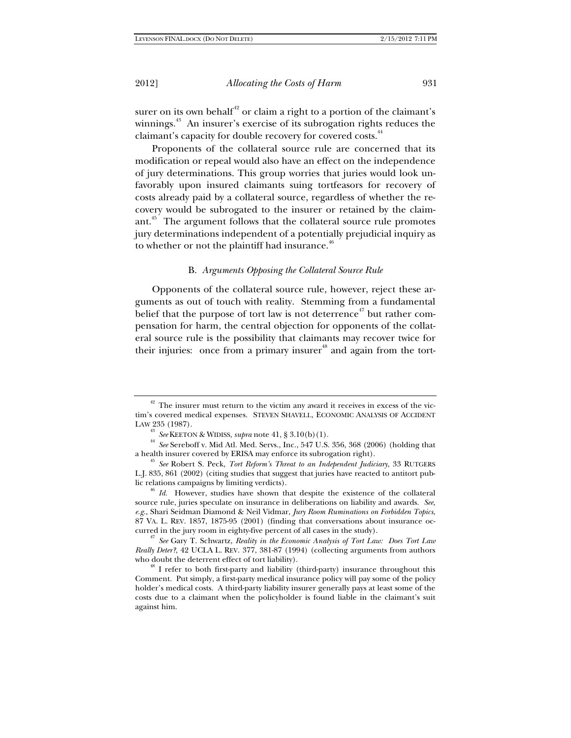surer on its own behalf[42] or claim a right to a portion of the claimant's winnings.[43] An insurer's exercise of its subrogation rights reduces the claimant's capacity for double recovery for covered costs.[44]

Proponents of the collateral source rule are concerned that its modification or repeal would also have an effect on the independence of jury determinations. This group worries that juries would look unfavorably upon insured claimants suing tortfeasors for recovery of costs already paid by a collateral source, regardless of whether the recovery would be subrogated to the insurer or retained by the claimant.[45] The argument follows that the collateral source rule promotes jury determinations independent of a potentially prejudicial inquiry as to whether or not the plaintiff had insurance.[46]

### B. *Arguments Opposing the Collateral Source Rule*

Opponents of the collateral source rule, however, reject these arguments as out of touch with reality. Stemming from a fundamental belief that the purpose of tort law is not deterrence[47] but rather compensation for harm, the central objection for opponents of the collateral source rule is the possibility that claimants may recover twice for their injuries: once from a primary insurer[48] and again from the tort-

---

[42] The insurer must return to the victim any award it receives in excess of the victim's covered medical expenses. STEVEN SHAVELL, ECONOMIC ANALYSIS OF ACCIDENT LAW 235 (1987).

[43] *See* KEETON & WIDISS, *supra* note 41, § 3.10(b)(1).

[44] *See* Sereboff v. Mid Atl. Med. Servs., Inc., 547 U.S. 356, 368 (2006) (holding that a health insurer covered by ERISA may enforce its subrogation right).

[45] *See* Robert S. Peck, *Tort Reform's Threat to an Independent Judiciary*, 33 RUTGERS L.J. 835, 861 (2002) (citing studies that suggest that juries have reacted to antitort public relations campaigns by limiting verdicts).

[46] *Id.* However, studies have shown that despite the existence of the collateral source rule, juries speculate on insurance in deliberations on liability and awards. *See, e.g.*, Shari Seidman Diamond & Neil Vidmar, *Jury Room Ruminations on Forbidden Topics*, 87 VA. L. REV. 1857, 1875-95 (2001) (finding that conversations about insurance occurred in the jury room in eighty-five percent of all cases in the study).

[47] *See* Gary T. Schwartz, *Reality in the Economic Analysis of Tort Law: Does Tort Law Really Deter?*, 42 UCLA L. REV. 377, 381-87 (1994) (collecting arguments from authors who doubt the deterrent effect of tort liability).

[48] I refer to both first-party and liability (third-party) insurance throughout this Comment. Put simply, a first-party medical insurance policy will pay some of the policy holder's medical costs. A third-party liability insurer generally pays at least some of the costs due to a claimant when the policyholder is found liable in the claimant's suit against him.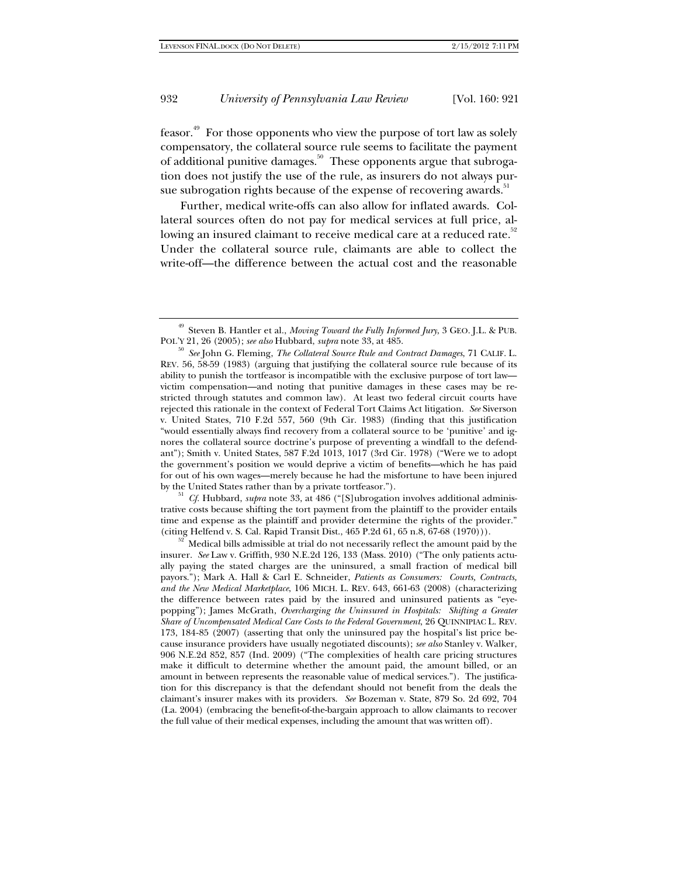feasor.[49] For those opponents who view the purpose of tort law as solely compensatory, the collateral source rule seems to facilitate the payment of additional punitive damages.[50] These opponents argue that subrogation does not justify the use of the rule, as insurers do not always pursue subrogation rights because of the expense of recovering awards.[51]

Further, medical write-offs can also allow for inflated awards. Collateral sources often do not pay for medical services at full price, allowing an insured claimant to receive medical care at a reduced rate.[52] Under the collateral source rule, claimants are able to collect the write-off—the difference between the actual cost and the reasonable

---

[49] Steven B. Hantler et al., *Moving Toward the Fully Informed Jury*, 3 GEO. J.L. & PUB. POL'Y 21, 26 (2005); *see also* Hubbard, *supra* note 33, at 485.

[50] *See* John G. Fleming, *The Collateral Source Rule and Contract Damages*, 71 CALIF. L. REV. 56, 58-59 (1983) (arguing that justifying the collateral source rule because of its ability to punish the tortfeasor is incompatible with the exclusive purpose of tort law—victim compensation—and noting that punitive damages in these cases may be restricted through statutes and common law). At least two federal circuit courts have rejected this rationale in the context of Federal Tort Claims Act litigation. *See* Siverson v. United States, 710 F.2d 557, 560 (9th Cir. 1983) (finding that this justification "would essentially always find recovery from a collateral source to be 'punitive' and ignores the collateral source doctrine's purpose of preventing a windfall to the defendant"); Smith v. United States, 587 F.2d 1013, 1017 (3rd Cir. 1978) ("Were we to adopt the government's position we would deprive a victim of benefits—which he has paid for out of his own wages—merely because he had the misfortune to have been injured by the United States rather than by a private tortfeasor.").

[51] *Cf.* Hubbard, *supra* note 33, at 486 ("[S]ubrogation involves additional administrative costs because shifting the tort payment from the plaintiff to the provider entails time and expense as the plaintiff and provider determine the rights of the provider." (citing Helfend v. S. Cal. Rapid Transit Dist., 465 P.2d 61, 65 n.8, 67-68 (1970))).

[52] Medical bills admissible at trial do not necessarily reflect the amount paid by the insurer. *See* Law v. Griffith, 930 N.E.2d 126, 133 (Mass. 2010) ("The only patients actually paying the stated charges are the uninsured, a small fraction of medical bill payors."); Mark A. Hall & Carl E. Schneider, *Patients as Consumers: Courts, Contracts, and the New Medical Marketplace*, 106 MICH. L. REV. 643, 661-63 (2008) (characterizing the difference between rates paid by the insured and uninsured patients as "eye-popping"); James McGrath, *Overcharging the Uninsured in Hospitals: Shifting a Greater Share of Uncompensated Medical Care Costs to the Federal Government*, 26 QUINNIPIAC L. REV. 173, 184-85 (2007) (asserting that only the uninsured pay the hospital's list price because insurance providers have usually negotiated discounts); *see also* Stanley v. Walker, 906 N.E.2d 852, 857 (Ind. 2009) ("The complexities of health care pricing structures make it difficult to determine whether the amount paid, the amount billed, or an amount in between represents the reasonable value of medical services."). The justification for this discrepancy is that the defendant should not benefit from the deals the claimant's insurer makes with its providers. *See* Bozeman v. State, 879 So. 2d 692, 704 (La. 2004) (embracing the benefit-of-the-bargain approach to allow claimants to recover the full value of their medical expenses, including the amount that was written off).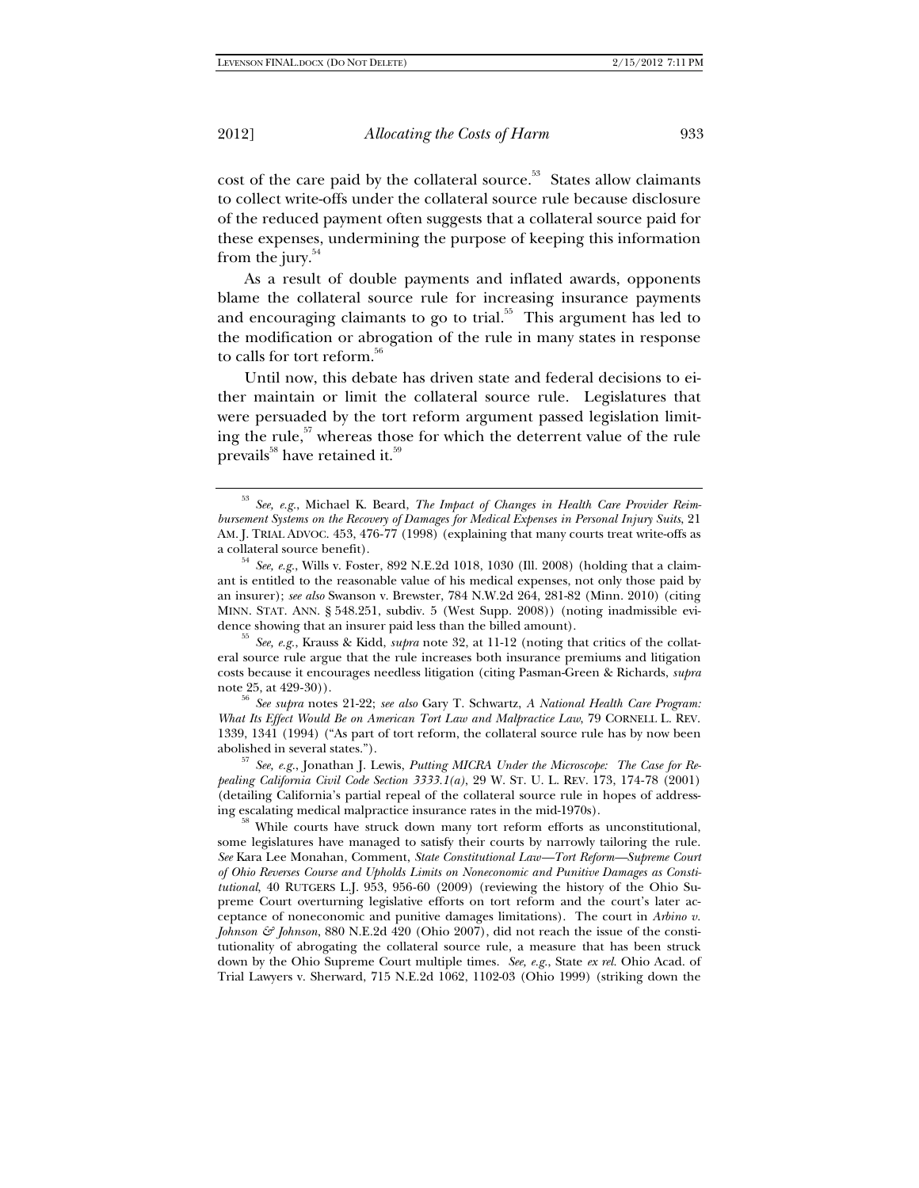cost of the care paid by the collateral source.[53] States allow claimants to collect write-offs under the collateral source rule because disclosure of the reduced payment often suggests that a collateral source paid for these expenses, undermining the purpose of keeping this information from the jury.[54]

As a result of double payments and inflated awards, opponents blame the collateral source rule for increasing insurance payments and encouraging claimants to go to trial.[55] This argument has led to the modification or abrogation of the rule in many states in response to calls for tort reform.[56]

Until now, this debate has driven state and federal decisions to either maintain or limit the collateral source rule. Legislatures that were persuaded by the tort reform argument passed legislation limiting the rule,[57] whereas those for which the deterrent value of the rule prevails[58] have retained it.[59]

---

[53] *See, e.g.*, Michael K. Beard, *The Impact of Changes in Health Care Provider Reimbursement Systems on the Recovery of Damages for Medical Expenses in Personal Injury Suits*, 21 AM. J. TRIAL ADVOC. 453, 476-77 (1998) (explaining that many courts treat write-offs as a collateral source benefit).

[54] *See, e.g.*, Wills v. Foster, 892 N.E.2d 1018, 1030 (Ill. 2008) (holding that a claimant is entitled to the reasonable value of his medical expenses, not only those paid by an insurer); *see also* Swanson v. Brewster, 784 N.W.2d 264, 281-82 (Minn. 2010) (citing MINN. STAT. ANN. § 548.251, subdiv. 5 (West Supp. 2008)) (noting inadmissible evidence showing that an insurer paid less than the billed amount).

[55] *See, e.g.*, Krauss & Kidd, *supra* note 32, at 11-12 (noting that critics of the collateral source rule argue that the rule increases both insurance premiums and litigation costs because it encourages needless litigation (citing Pasman-Green & Richards, *supra* note 25, at 429-30)).

[56] *See supra* notes 21-22; *see also* Gary T. Schwartz, *A National Health Care Program: What Its Effect Would Be on American Tort Law and Malpractice Law*, 79 CORNELL L. REV. 1339, 1341 (1994) ("As part of tort reform, the collateral source rule has by now been abolished in several states.").

[57] *See, e.g.*, Jonathan J. Lewis, *Putting MICRA Under the Microscope: The Case for Repealing California Civil Code Section 3333.1(a)*, 29 W. ST. U. L. REV. 173, 174-78 (2001) (detailing California's partial repeal of the collateral source rule in hopes of addressing escalating medical malpractice insurance rates in the mid-1970s).

[58] While courts have struck down many tort reform efforts as unconstitutional, some legislatures have managed to satisfy their courts by narrowly tailoring the rule. *See* Kara Lee Monahan, Comment, *State Constitutional Law—Tort Reform—Supreme Court of Ohio Reverses Course and Upholds Limits on Noneconomic and Punitive Damages as Constitutional*, 40 RUTGERS L.J. 953, 956-60 (2009) (reviewing the history of the Ohio Supreme Court overturning legislative efforts on tort reform and the court's later acceptance of noneconomic and punitive damages limitations). The court in *Arbino v. Johnson & Johnson*, 880 N.E.2d 420 (Ohio 2007), did not reach the issue of the constitutionality of abrogating the collateral source rule, a measure that has been struck down by the Ohio Supreme Court multiple times. *See, e.g.*, State *ex rel.* Ohio Acad. of Trial Lawyers v. Sherward, 715 N.E.2d 1062, 1102-03 (Ohio 1999) (striking down the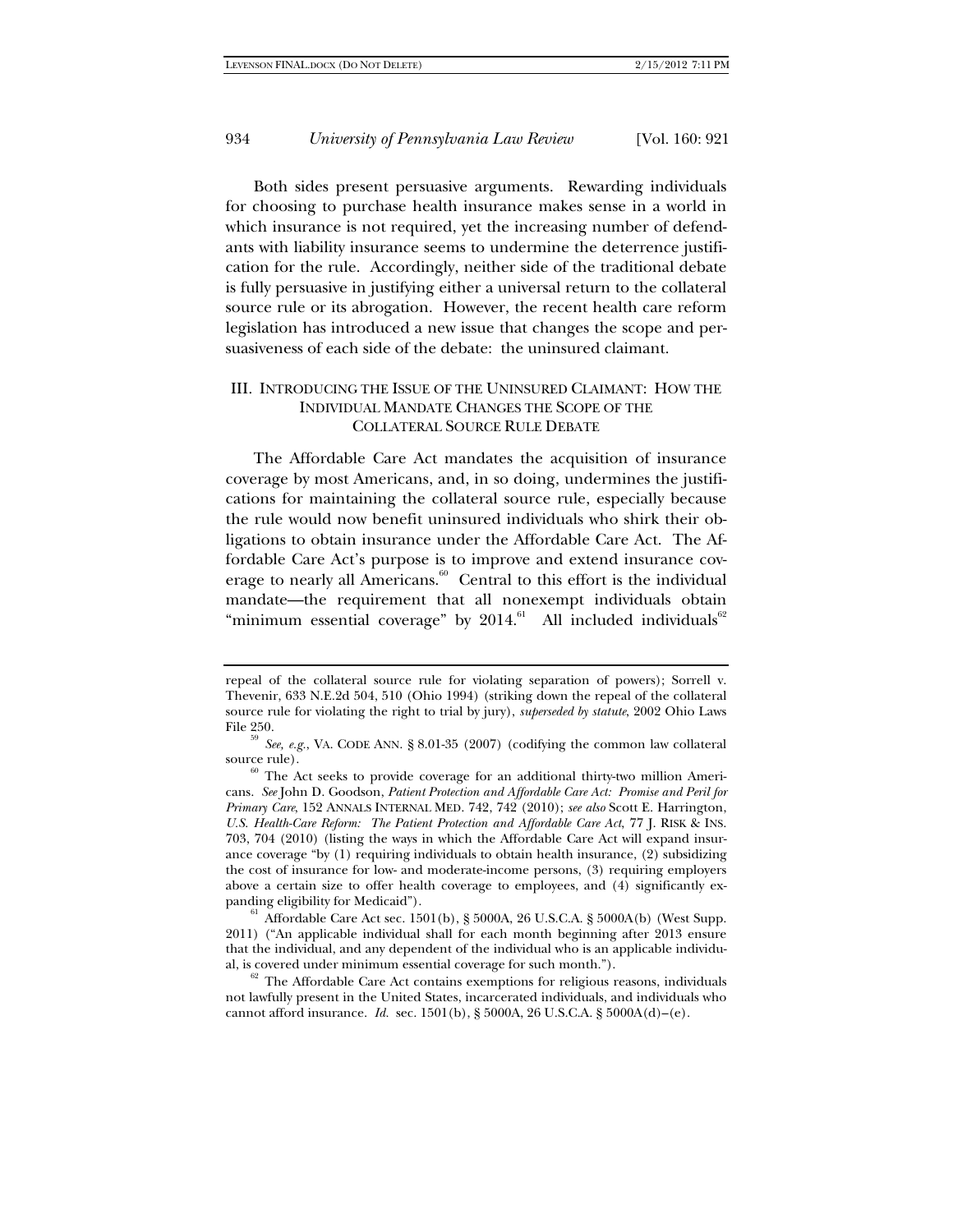Both sides present persuasive arguments. Rewarding individuals for choosing to purchase health insurance makes sense in a world in which insurance is not required, yet the increasing number of defendants with liability insurance seems to undermine the deterrence justification for the rule. Accordingly, neither side of the traditional debate is fully persuasive in justifying either a universal return to the collateral source rule or its abrogation. However, the recent health care reform legislation has introduced a new issue that changes the scope and persuasiveness of each side of the debate: the uninsured claimant.

## III. INTRODUCING THE ISSUE OF THE UNINSURED CLAIMANT: HOW THE INDIVIDUAL MANDATE CHANGES THE SCOPE OF THE COLLATERAL SOURCE RULE DEBATE

The Affordable Care Act mandates the acquisition of insurance coverage by most Americans, and, in so doing, undermines the justifications for maintaining the collateral source rule, especially because the rule would now benefit uninsured individuals who shirk their obligations to obtain insurance under the Affordable Care Act. The Affordable Care Act's purpose is to improve and extend insurance coverage to nearly all Americans.[60] Central to this effort is the individual mandate—the requirement that all nonexempt individuals obtain "minimum essential coverage" by 2014.[61] All included individuals[62]

---

repeal of the collateral source rule for violating separation of powers); Sorrell v. Thevenir, 633 N.E.2d 504, 510 (Ohio 1994) (striking down the repeal of the collateral source rule for violating the right to trial by jury), *superseded by statute*, 2002 Ohio Laws File 250.

[59] *See, e.g.*, VA. CODE ANN. § 8.01-35 (2007) (codifying the common law collateral source rule).

[60] The Act seeks to provide coverage for an additional thirty-two million Americans. *See* John D. Goodson, *Patient Protection and Affordable Care Act: Promise and Peril for Primary Care*, 152 ANNALS INTERNAL MED. 742, 742 (2010); *see also* Scott E. Harrington, *U.S. Health-Care Reform: The Patient Protection and Affordable Care Act*, 77 J. RISK & INS. 703, 704 (2010) (listing the ways in which the Affordable Care Act will expand insurance coverage "by (1) requiring individuals to obtain health insurance, (2) subsidizing the cost of insurance for low- and moderate-income persons, (3) requiring employers above a certain size to offer health coverage to employees, and (4) significantly expanding eligibility for Medicaid").

[61] Affordable Care Act sec. 1501(b), § 5000A, 26 U.S.C.A. § 5000A(b) (West Supp. 2011) ("An applicable individual shall for each month beginning after 2013 ensure that the individual, and any dependent of the individual who is an applicable individual, is covered under minimum essential coverage for such month.").

[62] The Affordable Care Act contains exemptions for religious reasons, individuals not lawfully present in the United States, incarcerated individuals, and individuals who cannot afford insurance. *Id.* sec. 1501(b), § 5000A, 26 U.S.C.A. § 5000A(d)–(e).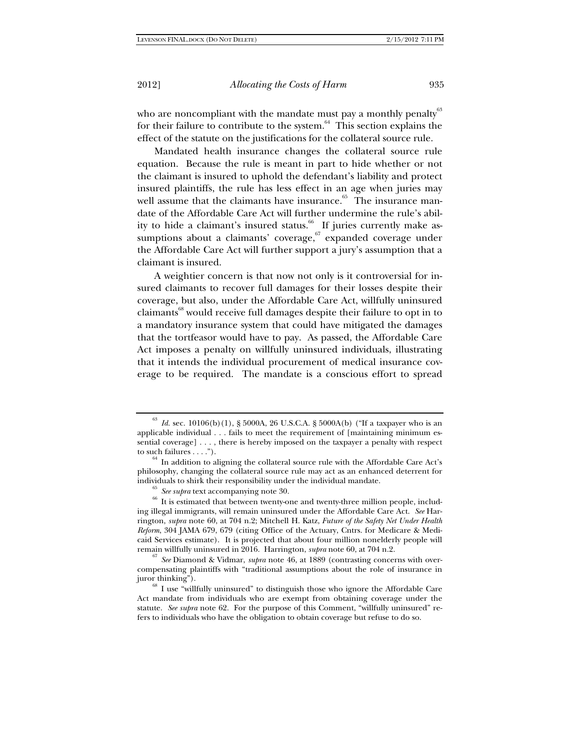who are noncompliant with the mandate must pay a monthly penalty[63] for their failure to contribute to the system.[64] This section explains the effect of the statute on the justifications for the collateral source rule.

Mandated health insurance changes the collateral source rule equation. Because the rule is meant in part to hide whether or not the claimant is insured to uphold the defendant's liability and protect insured plaintiffs, the rule has less effect in an age when juries may well assume that the claimants have insurance.[65] The insurance mandate of the Affordable Care Act will further undermine the rule's ability to hide a claimant's insured status.[66] If juries currently make assumptions about a claimants' coverage,[67] expanded coverage under the Affordable Care Act will further support a jury's assumption that a claimant is insured.

A weightier concern is that now not only is it controversial for insured claimants to recover full damages for their losses despite their coverage, but also, under the Affordable Care Act, willfully uninsured claimants[68] would receive full damages despite their failure to opt in to a mandatory insurance system that could have mitigated the damages that the tortfeasor would have to pay. As passed, the Affordable Care Act imposes a penalty on willfully uninsured individuals, illustrating that it intends the individual procurement of medical insurance coverage to be required. The mandate is a conscious effort to spread

---

[63] *Id.* sec. 10106(b)(1), § 5000A, 26 U.S.C.A. § 5000A(b) ("If a taxpayer who is an applicable individual . . . fails to meet the requirement of [maintaining minimum essential coverage] . . . , there is hereby imposed on the taxpayer a penalty with respect to such failures . . . .").

[64] In addition to aligning the collateral source rule with the Affordable Care Act's philosophy, changing the collateral source rule may act as an enhanced deterrent for individuals to shirk their responsibility under the individual mandate.

[65] *See supra* text accompanying note 30.

[66] It is estimated that between twenty-one and twenty-three million people, including illegal immigrants, will remain uninsured under the Affordable Care Act. *See* Harrington, *supra* note 60, at 704 n.2; Mitchell H. Katz, *Future of the Safety Net Under Health Reform*, 304 JAMA 679, 679 (citing Office of the Actuary, Cntrs. for Medicare & Medicaid Services estimate). It is projected that about four million nonelderly people will remain willfully uninsured in 2016. Harrington, *supra* note 60, at 704 n.2.

[67] *See* Diamond & Vidmar, *supra* note 46, at 1889 (contrasting concerns with overcompensating plaintiffs with "traditional assumptions about the role of insurance in juror thinking").

[68] I use "willfully uninsured" to distinguish those who ignore the Affordable Care Act mandate from individuals who are exempt from obtaining coverage under the statute. *See supra* note 62. For the purpose of this Comment, "willfully uninsured" refers to individuals who have the obligation to obtain coverage but refuse to do so.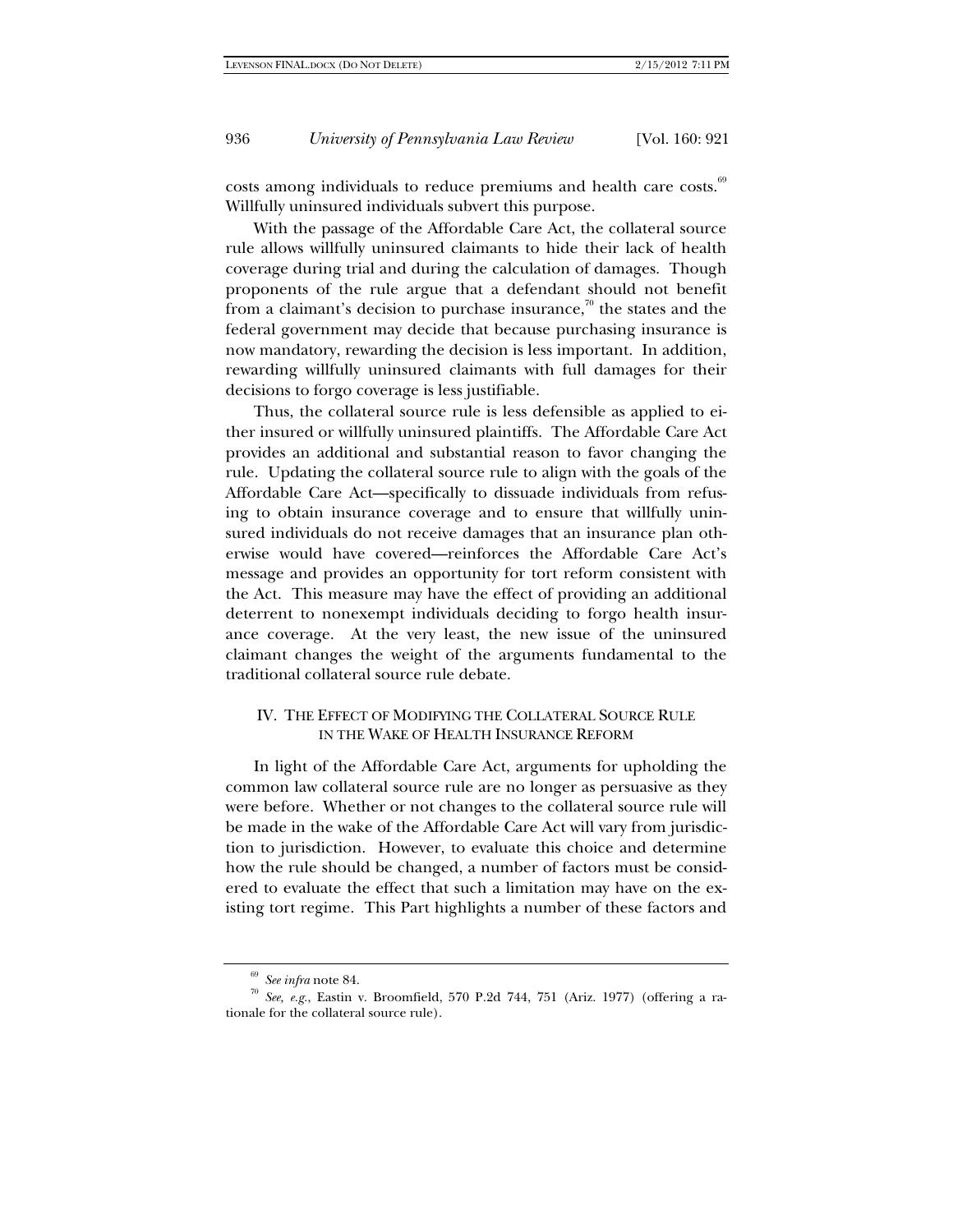costs among individuals to reduce premiums and health care costs.[69] Willfully uninsured individuals subvert this purpose.

With the passage of the Affordable Care Act, the collateral source rule allows willfully uninsured claimants to hide their lack of health coverage during trial and during the calculation of damages. Though proponents of the rule argue that a defendant should not benefit from a claimant's decision to purchase insurance,[70] the states and the federal government may decide that because purchasing insurance is now mandatory, rewarding the decision is less important. In addition, rewarding willfully uninsured claimants with full damages for their decisions to forgo coverage is less justifiable.

Thus, the collateral source rule is less defensible as applied to either insured or willfully uninsured plaintiffs. The Affordable Care Act provides an additional and substantial reason to favor changing the rule. Updating the collateral source rule to align with the goals of the Affordable Care Act—specifically to dissuade individuals from refusing to obtain insurance coverage and to ensure that willfully uninsured individuals do not receive damages that an insurance plan otherwise would have covered—reinforces the Affordable Care Act's message and provides an opportunity for tort reform consistent with the Act. This measure may have the effect of providing an additional deterrent to nonexempt individuals deciding to forgo health insurance coverage. At the very least, the new issue of the uninsured claimant changes the weight of the arguments fundamental to the traditional collateral source rule debate.

## IV. THE EFFECT OF MODIFYING THE COLLATERAL SOURCE RULE IN THE WAKE OF HEALTH INSURANCE REFORM

In light of the Affordable Care Act, arguments for upholding the common law collateral source rule are no longer as persuasive as they were before. Whether or not changes to the collateral source rule will be made in the wake of the Affordable Care Act will vary from jurisdiction to jurisdiction. However, to evaluate this choice and determine how the rule should be changed, a number of factors must be considered to evaluate the effect that such a limitation may have on the existing tort regime. This Part highlights a number of these factors and

---

[69] *See infra* note 84.

[70] *See, e.g.*, Eastin v. Broomfield, 570 P.2d 744, 751 (Ariz. 1977) (offering a rationale for the collateral source rule).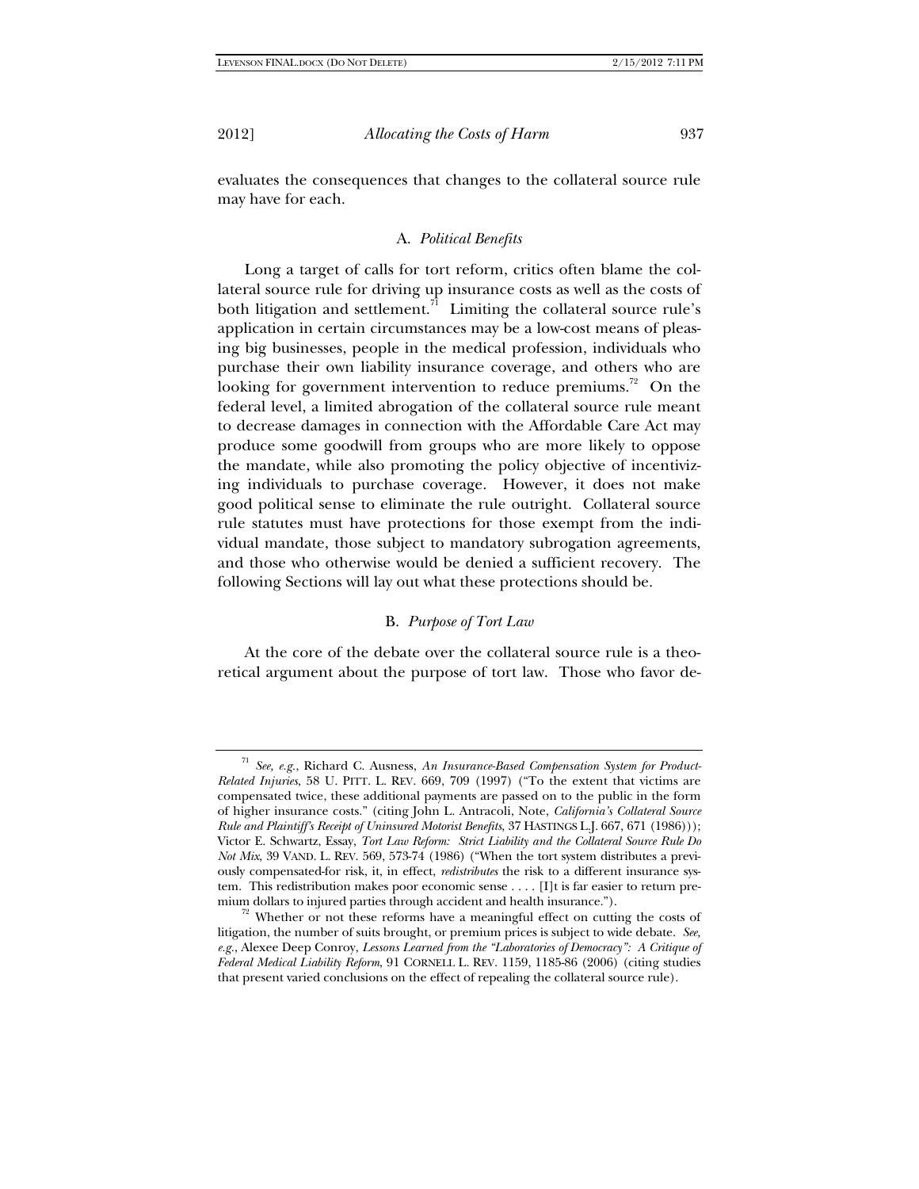evaluates the consequences that changes to the collateral source rule may have for each.

### A. *Political Benefits*

Long a target of calls for tort reform, critics often blame the collateral source rule for driving up insurance costs as well as the costs of both litigation and settlement.[71] Limiting the collateral source rule's application in certain circumstances may be a low-cost means of pleasing big businesses, people in the medical profession, individuals who purchase their own liability insurance coverage, and others who are looking for government intervention to reduce premiums.[72] On the federal level, a limited abrogation of the collateral source rule meant to decrease damages in connection with the Affordable Care Act may produce some goodwill from groups who are more likely to oppose the mandate, while also promoting the policy objective of incentivizing individuals to purchase coverage. However, it does not make good political sense to eliminate the rule outright. Collateral source rule statutes must have protections for those exempt from the individual mandate, those subject to mandatory subrogation agreements, and those who otherwise would be denied a sufficient recovery. The following Sections will lay out what these protections should be.

### B. *Purpose of Tort Law*

At the core of the debate over the collateral source rule is a theoretical argument about the purpose of tort law. Those who favor de-

---

[71] *See, e.g.*, Richard C. Ausness, *An Insurance-Based Compensation System for Product-Related Injuries*, 58 U. PITT. L. REV. 669, 709 (1997) ("To the extent that victims are compensated twice, these additional payments are passed on to the public in the form of higher insurance costs." (citing John L. Antracoli, Note, *California's Collateral Source Rule and Plaintiff's Receipt of Uninsured Motorist Benefits*, 37 HASTINGS L.J. 667, 671 (1986))); Victor E. Schwartz, Essay, *Tort Law Reform: Strict Liability and the Collateral Source Rule Do Not Mix*, 39 VAND. L. REV. 569, 573-74 (1986) ("When the tort system distributes a previously compensated-for risk, it, in effect, *redistributes* the risk to a different insurance system. This redistribution makes poor economic sense . . . . [I]t is far easier to return premium dollars to injured parties through accident and health insurance.").

[72] Whether or not these reforms have a meaningful effect on cutting the costs of litigation, the number of suits brought, or premium prices is subject to wide debate. *See, e.g.*, Alexee Deep Conroy, *Lessons Learned from the "Laboratories of Democracy": A Critique of Federal Medical Liability Reform*, 91 CORNELL L. REV. 1159, 1185-86 (2006) (citing studies that present varied conclusions on the effect of repealing the collateral source rule).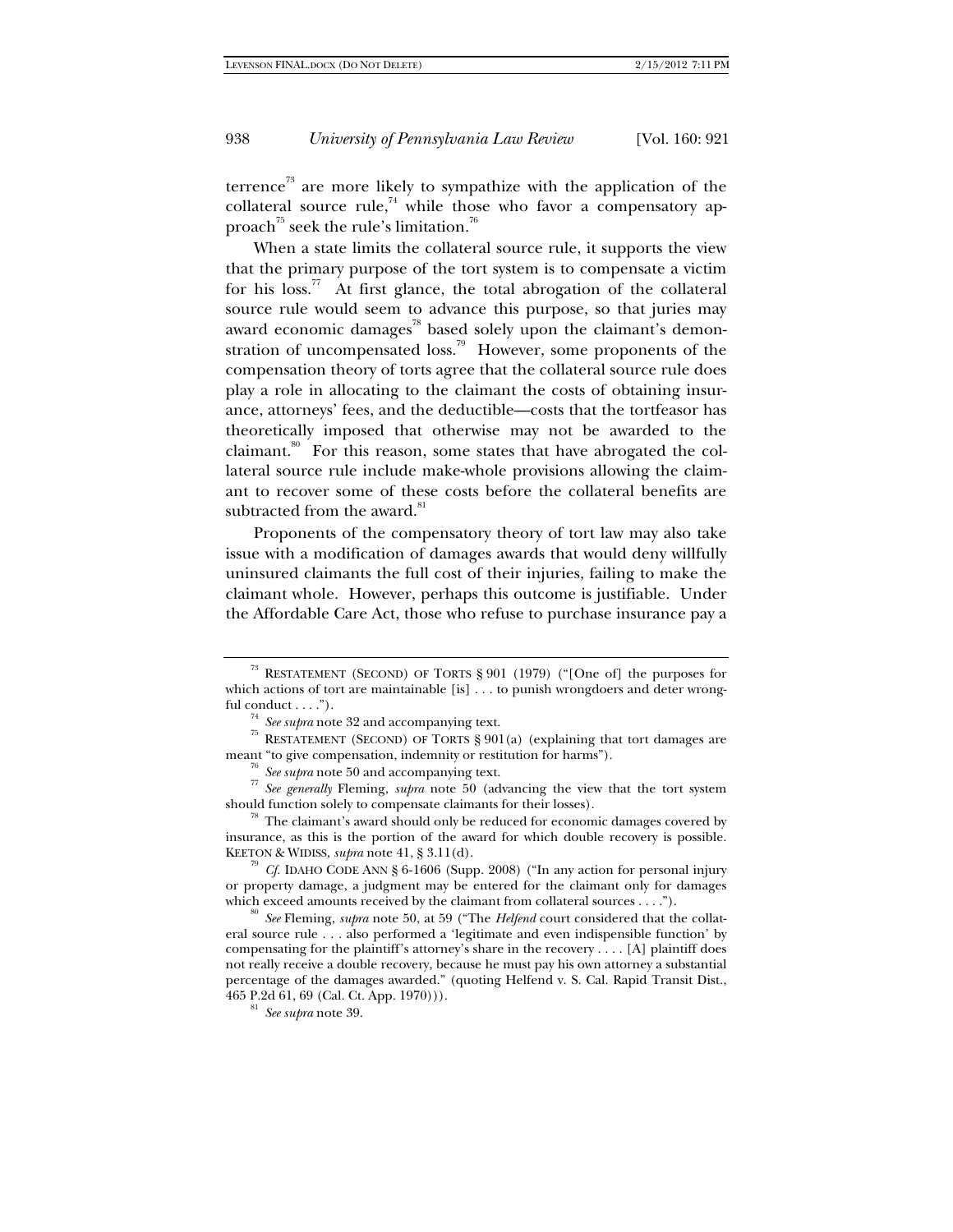terrence[73] are more likely to sympathize with the application of the collateral source rule,[74] while those who favor a compensatory approach[75] seek the rule's limitation.[76]

When a state limits the collateral source rule, it supports the view that the primary purpose of the tort system is to compensate a victim for his loss.[77] At first glance, the total abrogation of the collateral source rule would seem to advance this purpose, so that juries may award economic damages[78] based solely upon the claimant's demonstration of uncompensated loss.[79] However, some proponents of the compensation theory of torts agree that the collateral source rule does play a role in allocating to the claimant the costs of obtaining insurance, attorneys' fees, and the deductible—costs that the tortfeasor has theoretically imposed that otherwise may not be awarded to the claimant.[80] For this reason, some states that have abrogated the collateral source rule include make-whole provisions allowing the claimant to recover some of these costs before the collateral benefits are subtracted from the award.[81]

Proponents of the compensatory theory of tort law may also take issue with a modification of damages awards that would deny willfully uninsured claimants the full cost of their injuries, failing to make the claimant whole. However, perhaps this outcome is justifiable. Under the Affordable Care Act, those who refuse to purchase insurance pay a

---

[73] RESTATEMENT (SECOND) OF TORTS § 901 (1979) ("[One of] the purposes for which actions of tort are maintainable [is] . . . to punish wrongdoers and deter wrongful conduct . . . .").

[74] *See supra* note 32 and accompanying text.

[75] RESTATEMENT (SECOND) OF TORTS § 901(a) (explaining that tort damages are meant "to give compensation, indemnity or restitution for harms").

[76] *See supra* note 50 and accompanying text.

[77] *See generally* Fleming, *supra* note 50 (advancing the view that the tort system should function solely to compensate claimants for their losses).

[78] The claimant's award should only be reduced for economic damages covered by insurance, as this is the portion of the award for which double recovery is possible. KEETON & WIDISS, *supra* note 41, § 3.11(d).

[79] *Cf.* IDAHO CODE ANN § 6-1606 (Supp. 2008) ("In any action for personal injury or property damage, a judgment may be entered for the claimant only for damages which exceed amounts received by the claimant from collateral sources . . . .").

[80] *See* Fleming, *supra* note 50, at 59 ("The *Helfend* court considered that the collateral source rule . . . also performed a 'legitimate and even indispensible function' by compensating for the plaintiff's attorney's share in the recovery . . . . [A] plaintiff does not really receive a double recovery, because he must pay his own attorney a substantial percentage of the damages awarded." (quoting Helfend v. S. Cal. Rapid Transit Dist., 465 P.2d 61, 69 (Cal. Ct. App. 1970))).

[81] *See supra* note 39.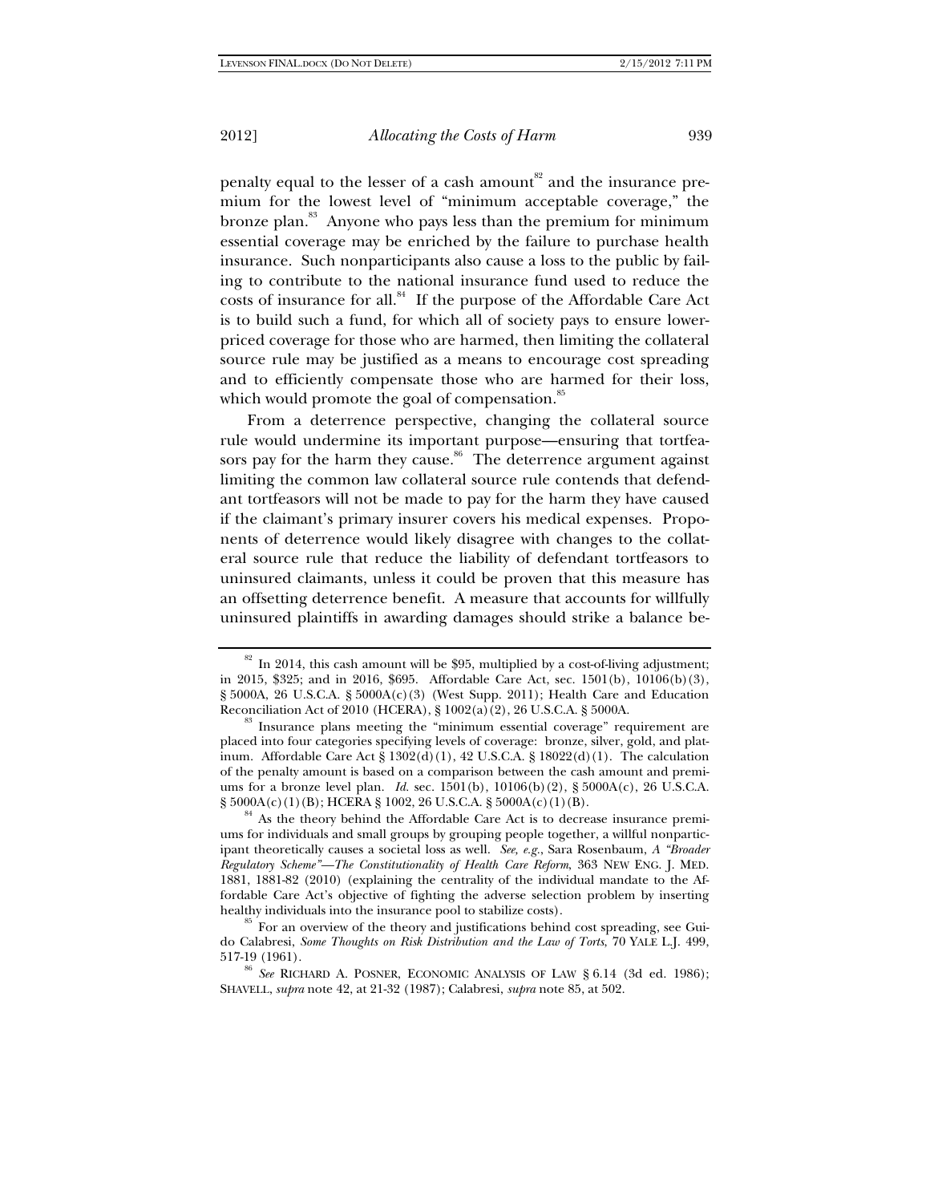penalty equal to the lesser of a cash amount[82] and the insurance premium for the lowest level of "minimum acceptable coverage," the bronze plan.[83] Anyone who pays less than the premium for minimum essential coverage may be enriched by the failure to purchase health insurance. Such nonparticipants also cause a loss to the public by failing to contribute to the national insurance fund used to reduce the costs of insurance for all.[84] If the purpose of the Affordable Care Act is to build such a fund, for which all of society pays to ensure lower-priced coverage for those who are harmed, then limiting the collateral source rule may be justified as a means to encourage cost spreading and to efficiently compensate those who are harmed for their loss, which would promote the goal of compensation.[85]

From a deterrence perspective, changing the collateral source rule would undermine its important purpose—ensuring that tortfeasors pay for the harm they cause.[86] The deterrence argument against limiting the common law collateral source rule contends that defendant tortfeasors will not be made to pay for the harm they have caused if the claimant's primary insurer covers his medical expenses. Proponents of deterrence would likely disagree with changes to the collateral source rule that reduce the liability of defendant tortfeasors to uninsured claimants, unless it could be proven that this measure has an offsetting deterrence benefit. A measure that accounts for willfully uninsured plaintiffs in awarding damages should strike a balance be-

---

[82] In 2014, this cash amount will be $95, multiplied by a cost-of-living adjustment; in 2015, $325; and in 2016, $695. Affordable Care Act, sec. 1501(b), 10106(b)(3), § 5000A, 26 U.S.C.A. § 5000A(c)(3) (West Supp. 2011); Health Care and Education Reconciliation Act of 2010 (HCERA), § 1002(a)(2), 26 U.S.C.A. § 5000A.

[83] Insurance plans meeting the "minimum essential coverage" requirement are placed into four categories specifying levels of coverage: bronze, silver, gold, and platinum. Affordable Care Act § 1302(d)(1), 42 U.S.C.A. § 18022(d)(1). The calculation of the penalty amount is based on a comparison between the cash amount and premiums for a bronze level plan. *Id.* sec. 1501(b), 10106(b)(2), § 5000A(c), 26 U.S.C.A. § 5000A(c)(1)(B); HCERA § 1002, 26 U.S.C.A. § 5000A(c)(1)(B).

[84] As the theory behind the Affordable Care Act is to decrease insurance premiums for individuals and small groups by grouping people together, a willful nonparticipant theoretically causes a societal loss as well. *See, e.g.*, Sara Rosenbaum, *A "Broader Regulatory Scheme"—The Constitutionality of Health Care Reform*, 363 NEW ENG. J. MED. 1881, 1881-82 (2010) (explaining the centrality of the individual mandate to the Affordable Care Act's objective of fighting the adverse selection problem by inserting healthy individuals into the insurance pool to stabilize costs).

[85] For an overview of the theory and justifications behind cost spreading, see Guido Calabresi, *Some Thoughts on Risk Distribution and the Law of Torts*, 70 YALE L.J. 499, 517-19 (1961).

[86] *See* RICHARD A. POSNER, ECONOMIC ANALYSIS OF LAW § 6.14 (3d ed. 1986); SHAVELL, *supra* note 42, at 21-32 (1987); Calabresi, *supra* note 85, at 502.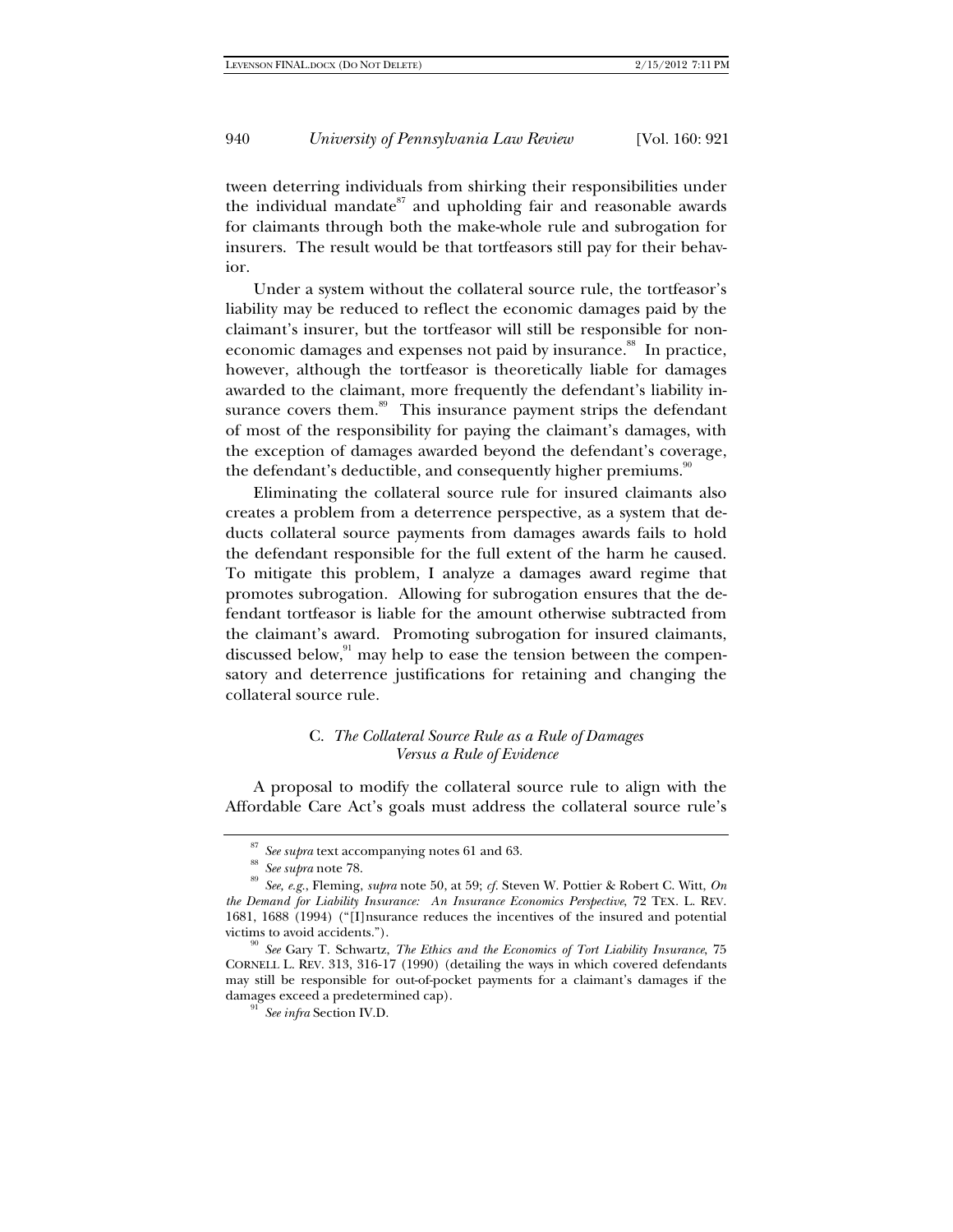tween deterring individuals from shirking their responsibilities under the individual mandate[87] and upholding fair and reasonable awards for claimants through both the make-whole rule and subrogation for insurers. The result would be that tortfeasors still pay for their behavior.

Under a system without the collateral source rule, the tortfeasor's liability may be reduced to reflect the economic damages paid by the claimant's insurer, but the tortfeasor will still be responsible for noneconomic damages and expenses not paid by insurance.[88] In practice, however, although the tortfeasor is theoretically liable for damages awarded to the claimant, more frequently the defendant's liability insurance covers them.[89] This insurance payment strips the defendant of most of the responsibility for paying the claimant's damages, with the exception of damages awarded beyond the defendant's coverage, the defendant's deductible, and consequently higher premiums.[90]

Eliminating the collateral source rule for insured claimants also creates a problem from a deterrence perspective, as a system that deducts collateral source payments from damages awards fails to hold the defendant responsible for the full extent of the harm he caused. To mitigate this problem, I analyze a damages award regime that promotes subrogation. Allowing for subrogation ensures that the defendant tortfeasor is liable for the amount otherwise subtracted from the claimant's award. Promoting subrogation for insured claimants, discussed below,[91] may help to ease the tension between the compensatory and deterrence justifications for retaining and changing the collateral source rule.

### C. *The Collateral Source Rule as a Rule of Damages Versus a Rule of Evidence*

A proposal to modify the collateral source rule to align with the Affordable Care Act's goals must address the collateral source rule's

---

[87] *See supra* text accompanying notes 61 and 63.

[88] *See supra* note 78.

[89] *See, e.g.*, Fleming, *supra* note 50, at 59; *cf.* Steven W. Pottier & Robert C. Witt, *On the Demand for Liability Insurance: An Insurance Economics Perspective*, 72 TEX. L. REV. 1681, 1688 (1994) ("[I]nsurance reduces the incentives of the insured and potential victims to avoid accidents.").

[90] *See* Gary T. Schwartz, *The Ethics and the Economics of Tort Liability Insurance*, 75 CORNELL L. REV. 313, 316-17 (1990) (detailing the ways in which covered defendants may still be responsible for out-of-pocket payments for a claimant's damages if the damages exceed a predetermined cap).

[91] *See infra* Section IV.D.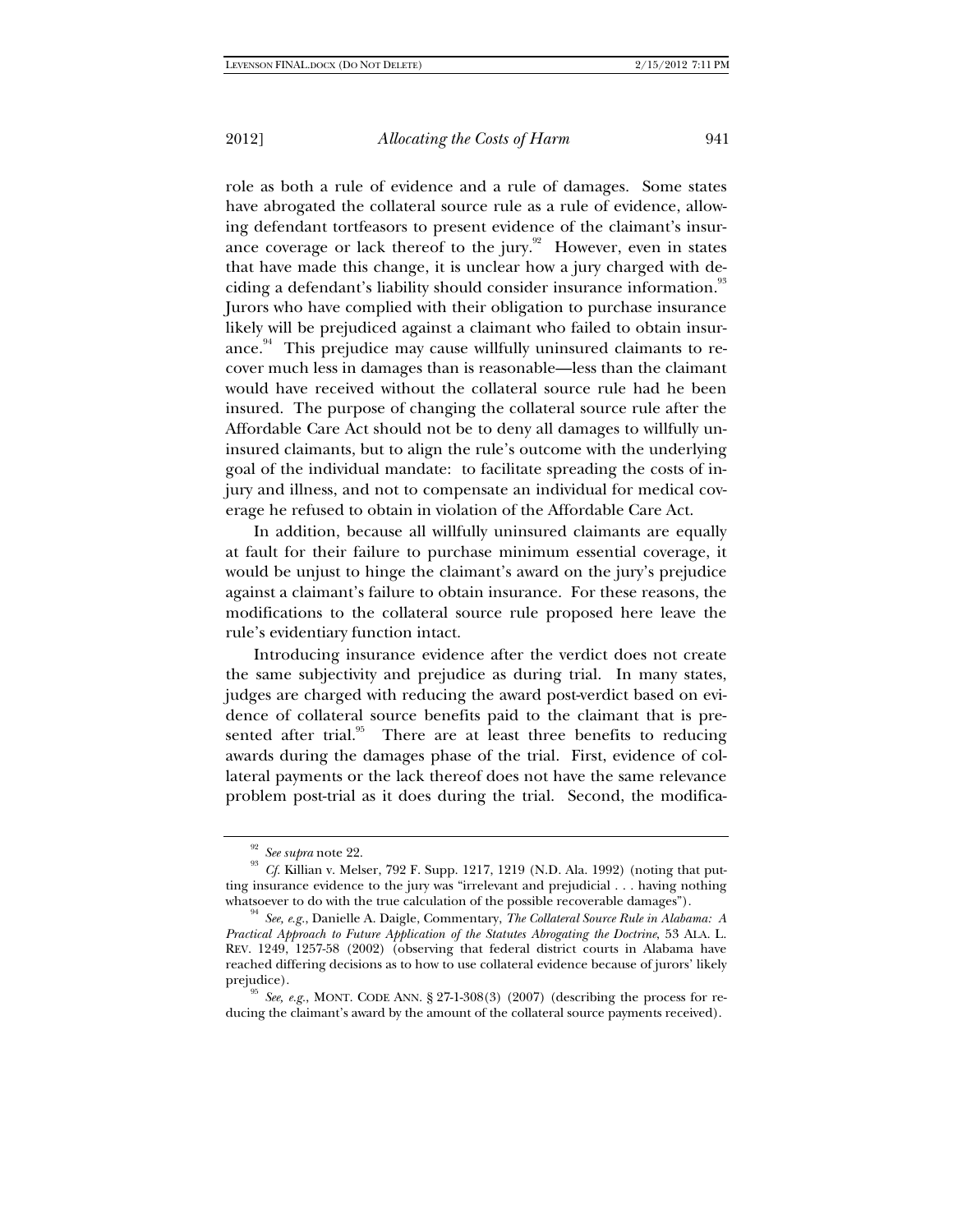role as both a rule of evidence and a rule of damages. Some states have abrogated the collateral source rule as a rule of evidence, allowing defendant tortfeasors to present evidence of the claimant's insurance coverage or lack thereof to the jury.[92] However, even in states that have made this change, it is unclear how a jury charged with deciding a defendant's liability should consider insurance information.[93] Jurors who have complied with their obligation to purchase insurance likely will be prejudiced against a claimant who failed to obtain insurance.[94] This prejudice may cause willfully uninsured claimants to recover much less in damages than is reasonable—less than the claimant would have received without the collateral source rule had he been insured. The purpose of changing the collateral source rule after the Affordable Care Act should not be to deny all damages to willfully uninsured claimants, but to align the rule's outcome with the underlying goal of the individual mandate: to facilitate spreading the costs of injury and illness, and not to compensate an individual for medical coverage he refused to obtain in violation of the Affordable Care Act.

In addition, because all willfully uninsured claimants are equally at fault for their failure to purchase minimum essential coverage, it would be unjust to hinge the claimant's award on the jury's prejudice against a claimant's failure to obtain insurance. For these reasons, the modifications to the collateral source rule proposed here leave the rule's evidentiary function intact.

Introducing insurance evidence after the verdict does not create the same subjectivity and prejudice as during trial. In many states, judges are charged with reducing the award post-verdict based on evidence of collateral source benefits paid to the claimant that is presented after trial.[95] There are at least three benefits to reducing awards during the damages phase of the trial. First, evidence of collateral payments or the lack thereof does not have the same relevance problem post-trial as it does during the trial. Second, the modifica-

---

[92] *See supra* note 22.

[93] *Cf.* Killian v. Melser, 792 F. Supp. 1217, 1219 (N.D. Ala. 1992) (noting that putting insurance evidence to the jury was "irrelevant and prejudicial . . . having nothing whatsoever to do with the true calculation of the possible recoverable damages").

[94] *See, e.g.*, Danielle A. Daigle, Commentary, *The Collateral Source Rule in Alabama: A Practical Approach to Future Application of the Statutes Abrogating the Doctrine*, 53 ALA. L. REV. 1249, 1257-58 (2002) (observing that federal district courts in Alabama have reached differing decisions as to how to use collateral evidence because of jurors' likely prejudice).

[95] *See, e.g.*, MONT. CODE ANN. § 27-1-308(3) (2007) (describing the process for reducing the claimant's award by the amount of the collateral source payments received).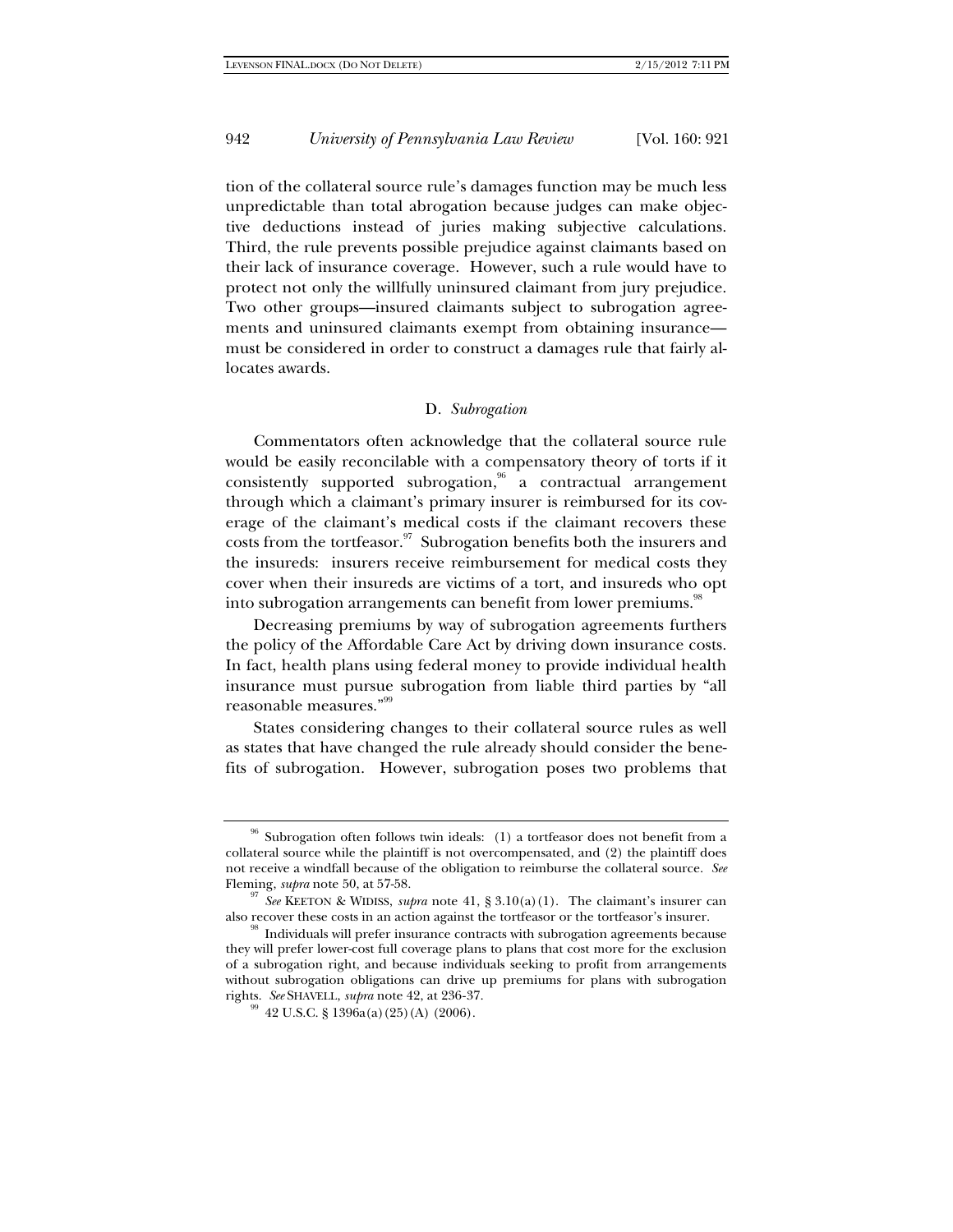tion of the collateral source rule's damages function may be much less unpredictable than total abrogation because judges can make objective deductions instead of juries making subjective calculations. Third, the rule prevents possible prejudice against claimants based on their lack of insurance coverage. However, such a rule would have to protect not only the willfully uninsured claimant from jury prejudice. Two other groups—insured claimants subject to subrogation agreements and uninsured claimants exempt from obtaining insurance—must be considered in order to construct a damages rule that fairly allocates awards.

### D. *Subrogation*

Commentators often acknowledge that the collateral source rule would be easily reconcilable with a compensatory theory of torts if it consistently supported subrogation,[96] a contractual arrangement through which a claimant's primary insurer is reimbursed for its coverage of the claimant's medical costs if the claimant recovers these costs from the tortfeasor.[97] Subrogation benefits both the insurers and the insureds: insurers receive reimbursement for medical costs they cover when their insureds are victims of a tort, and insureds who opt into subrogation arrangements can benefit from lower premiums.[98]

Decreasing premiums by way of subrogation agreements furthers the policy of the Affordable Care Act by driving down insurance costs. In fact, health plans using federal money to provide individual health insurance must pursue subrogation from liable third parties by "all reasonable measures."[99]

States considering changes to their collateral source rules as well as states that have changed the rule already should consider the benefits of subrogation. However, subrogation poses two problems that

---

[96] Subrogation often follows twin ideals: (1) a tortfeasor does not benefit from a collateral source while the plaintiff is not overcompensated, and (2) the plaintiff does not receive a windfall because of the obligation to reimburse the collateral source. *See* Fleming, *supra* note 50, at 57-58.

[97] *See* KEETON & WIDISS, *supra* note 41, § 3.10(a)(1). The claimant's insurer can also recover these costs in an action against the tortfeasor or the tortfeasor's insurer.

[98] Individuals will prefer insurance contracts with subrogation agreements because they will prefer lower-cost full coverage plans to plans that cost more for the exclusion of a subrogation right, and because individuals seeking to profit from arrangements without subrogation obligations can drive up premiums for plans with subrogation rights. *See* SHAVELL, *supra* note 42, at 236-37.

[99] 42 U.S.C. § 1396a(a)(25)(A) (2006).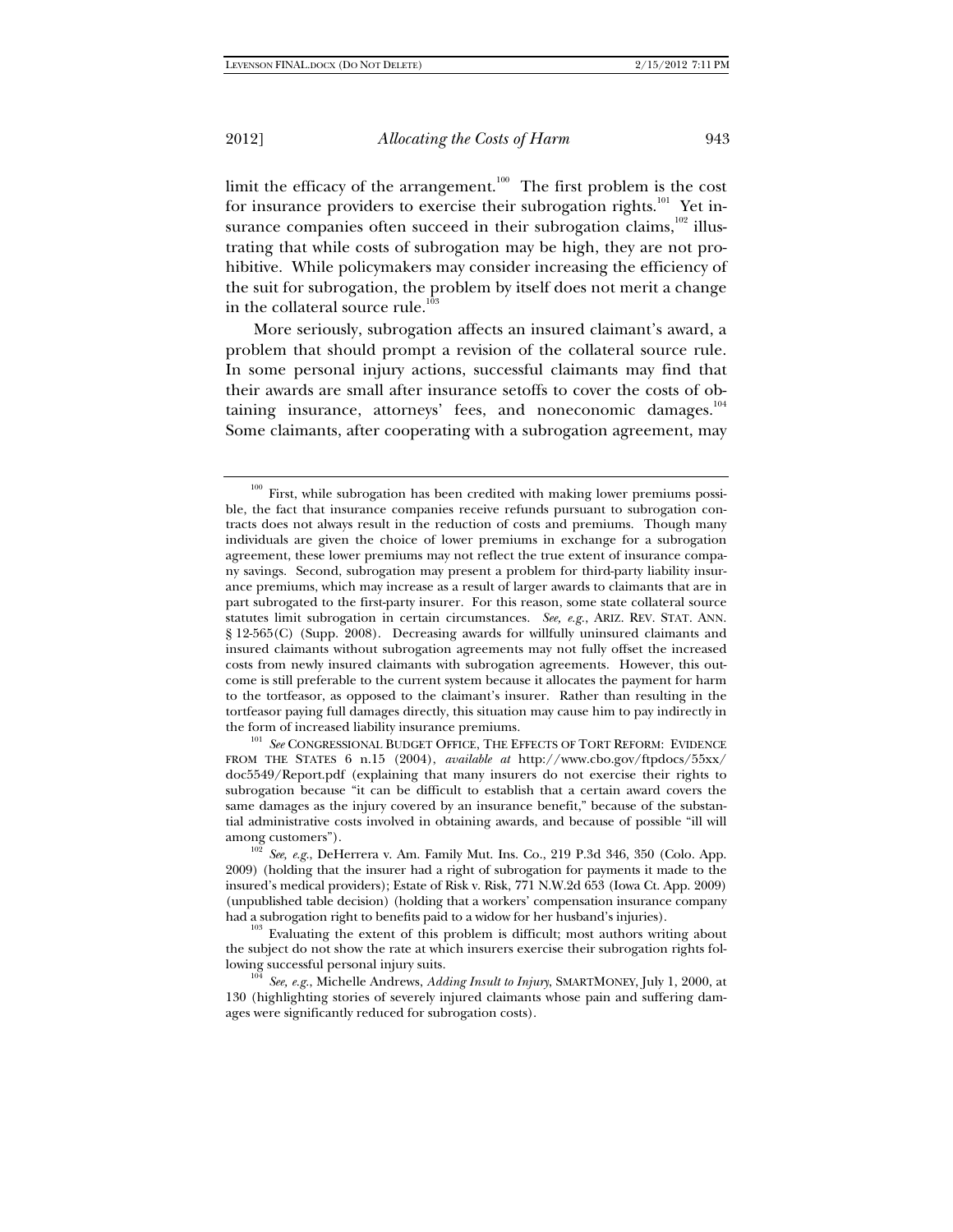limit the efficacy of the arrangement.[100] The first problem is the cost for insurance providers to exercise their subrogation rights.[101] Yet insurance companies often succeed in their subrogation claims,[102] illustrating that while costs of subrogation may be high, they are not prohibitive. While policymakers may consider increasing the efficiency of the suit for subrogation, the problem by itself does not merit a change in the collateral source rule.[103]

More seriously, subrogation affects an insured claimant's award, a problem that should prompt a revision of the collateral source rule. In some personal injury actions, successful claimants may find that their awards are small after insurance setoffs to cover the costs of obtaining insurance, attorneys' fees, and noneconomic damages.[104] Some claimants, after cooperating with a subrogation agreement, may

---

[100] First, while subrogation has been credited with making lower premiums possible, the fact that insurance companies receive refunds pursuant to subrogation contracts does not always result in the reduction of costs and premiums. Though many individuals are given the choice of lower premiums in exchange for a subrogation agreement, these lower premiums may not reflect the true extent of insurance company savings. Second, subrogation may present a problem for third-party liability insurance premiums, which may increase as a result of larger awards to claimants that are in part subrogated to the first-party insurer. For this reason, some state collateral source statutes limit subrogation in certain circumstances. *See, e.g.*, ARIZ. REV. STAT. ANN. § 12-565(C) (Supp. 2008). Decreasing awards for willfully uninsured claimants and insured claimants without subrogation agreements may not fully offset the increased costs from newly insured claimants with subrogation agreements. However, this outcome is still preferable to the current system because it allocates the payment for harm to the tortfeasor, as opposed to the claimant's insurer. Rather than resulting in the tortfeasor paying full damages directly, this situation may cause him to pay indirectly in the form of increased liability insurance premiums.

[101] *See* CONGRESSIONAL BUDGET OFFICE, THE EFFECTS OF TORT REFORM: EVIDENCE FROM THE STATES 6 n.15 (2004), *available at* http://www.cbo.gov/ftpdocs/55xx/doc5549/Report.pdf (explaining that many insurers do not exercise their rights to subrogation because "it can be difficult to establish that a certain award covers the same damages as the injury covered by an insurance benefit," because of the substantial administrative costs involved in obtaining awards, and because of possible "ill will among customers").

[102] *See, e.g.*, DeHerrera v. Am. Family Mut. Ins. Co., 219 P.3d 346, 350 (Colo. App. 2009) (holding that the insurer had a right of subrogation for payments it made to the insured's medical providers); Estate of Risk v. Risk, 771 N.W.2d 653 (Iowa Ct. App. 2009) (unpublished table decision) (holding that a workers' compensation insurance company had a subrogation right to benefits paid to a widow for her husband's injuries).

[103] Evaluating the extent of this problem is difficult; most authors writing about the subject do not show the rate at which insurers exercise their subrogation rights following successful personal injury suits.

[104] *See, e.g.*, Michelle Andrews, *Adding Insult to Injury*, SMARTMONEY, July 1, 2000, at 130 (highlighting stories of severely injured claimants whose pain and suffering damages were significantly reduced for subrogation costs).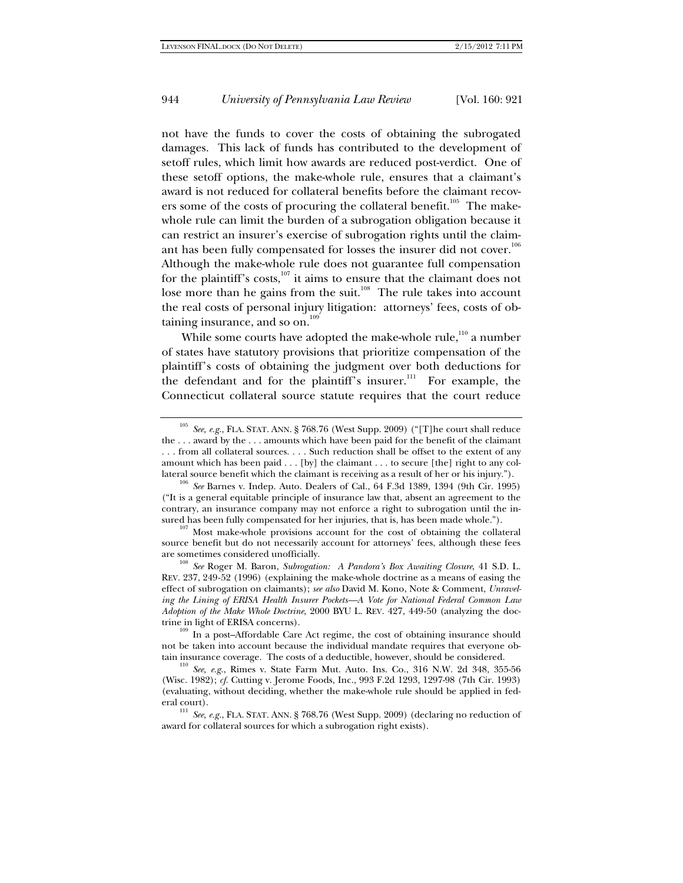not have the funds to cover the costs of obtaining the subrogated damages. This lack of funds has contributed to the development of setoff rules, which limit how awards are reduced post-verdict. One of these setoff options, the make-whole rule, ensures that a claimant's award is not reduced for collateral benefits before the claimant recovers some of the costs of procuring the collateral benefit.[105] The make-whole rule can limit the burden of a subrogation obligation because it can restrict an insurer's exercise of subrogation rights until the claimant has been fully compensated for losses the insurer did not cover.[106] Although the make-whole rule does not guarantee full compensation for the plaintiff's costs,[107] it aims to ensure that the claimant does not lose more than he gains from the suit.[108] The rule takes into account the real costs of personal injury litigation: attorneys' fees, costs of obtaining insurance, and so on.[109]

While some courts have adopted the make-whole rule,[110] a number of states have statutory provisions that prioritize compensation of the plaintiff's costs of obtaining the judgment over both deductions for the defendant and for the plaintiff's insurer.[111] For example, the Connecticut collateral source statute requires that the court reduce

---

[105] *See, e.g.*, FLA. STAT. ANN. § 768.76 (West Supp. 2009) ("[T]he court shall reduce the . . . award by the . . . amounts which have been paid for the benefit of the claimant . . . from all collateral sources. . . . Such reduction shall be offset to the extent of any amount which has been paid . . . [by] the claimant . . . to secure [the] right to any collateral source benefit which the claimant is receiving as a result of her or his injury.").

[106] *See* Barnes v. Indep. Auto. Dealers of Cal., 64 F.3d 1389, 1394 (9th Cir. 1995) ("It is a general equitable principle of insurance law that, absent an agreement to the contrary, an insurance company may not enforce a right to subrogation until the insured has been fully compensated for her injuries, that is, has been made whole.").

[107] Most make-whole provisions account for the cost of obtaining the collateral source benefit but do not necessarily account for attorneys' fees, although these fees are sometimes considered unofficially.

[108] *See* Roger M. Baron, *Subrogation: A Pandora's Box Awaiting Closure*, 41 S.D. L. REV. 237, 249-52 (1996) (explaining the make-whole doctrine as a means of easing the effect of subrogation on claimants); *see also* David M. Kono, Note & Comment, *Unraveling the Lining of ERISA Health Insurer Pockets—A Vote for National Federal Common Law Adoption of the Make Whole Doctrine*, 2000 BYU L. REV. 427, 449-50 (analyzing the doctrine in light of ERISA concerns).

[109] In a post–Affordable Care Act regime, the cost of obtaining insurance should not be taken into account because the individual mandate requires that everyone obtain insurance coverage. The costs of a deductible, however, should be considered.

[110] *See, e.g.*, Rimes v. State Farm Mut. Auto. Ins. Co., 316 N.W. 2d 348, 355-56 (Wisc. 1982); *cf.* Cutting v. Jerome Foods, Inc., 993 F.2d 1293, 1297-98 (7th Cir. 1993) (evaluating, without deciding, whether the make-whole rule should be applied in federal court).

[111] *See, e.g.*, FLA. STAT. ANN. § 768.76 (West Supp. 2009) (declaring no reduction of award for collateral sources for which a subrogation right exists).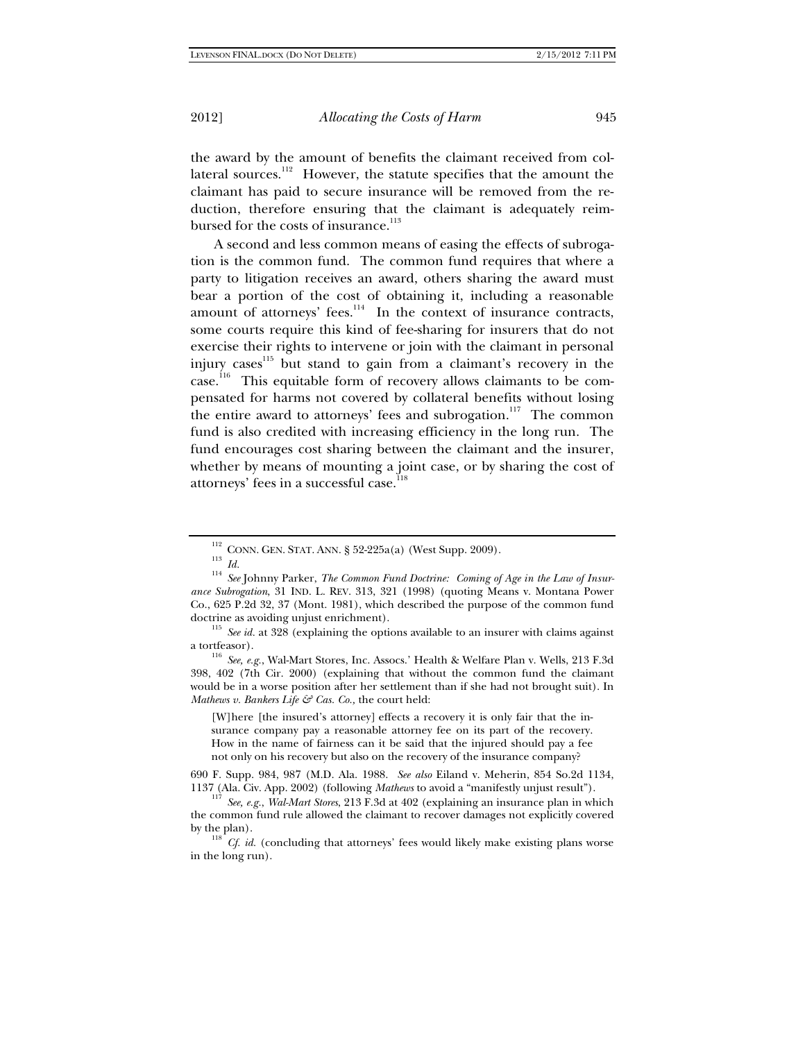the award by the amount of benefits the claimant received from collateral sources.[112] However, the statute specifies that the amount the claimant has paid to secure insurance will be removed from the reduction, therefore ensuring that the claimant is adequately reimbursed for the costs of insurance.[113]

A second and less common means of easing the effects of subrogation is the common fund. The common fund requires that where a party to litigation receives an award, others sharing the award must bear a portion of the cost of obtaining it, including a reasonable amount of attorneys' fees.[114] In the context of insurance contracts, some courts require this kind of fee-sharing for insurers that do not exercise their rights to intervene or join with the claimant in personal injury cases[115] but stand to gain from a claimant's recovery in the case.[116] This equitable form of recovery allows claimants to be compensated for harms not covered by collateral benefits without losing the entire award to attorneys' fees and subrogation.[117] The common fund is also credited with increasing efficiency in the long run. The fund encourages cost sharing between the claimant and the insurer, whether by means of mounting a joint case, or by sharing the cost of attorneys' fees in a successful case.[118]

---

[112] CONN. GEN. STAT. ANN. § 52-225a(a) (West Supp. 2009).

[113] *Id.*

[114] *See* Johnny Parker, *The Common Fund Doctrine: Coming of Age in the Law of Insurance Subrogation*, 31 IND. L. REV. 313, 321 (1998) (quoting Means v. Montana Power Co., 625 P.2d 32, 37 (Mont. 1981), which described the purpose of the common fund doctrine as avoiding unjust enrichment).

[115] *See id.* at 328 (explaining the options available to an insurer with claims against a tortfeasor).

[116] *See, e.g.*, Wal-Mart Stores, Inc. Assocs.' Health & Welfare Plan v. Wells, 213 F.3d 398, 402 (7th Cir. 2000) (explaining that without the common fund the claimant would be in a worse position after her settlement than if she had not brought suit). In *Mathews v. Bankers Life & Cas. Co.*, the court held:

> [W]here [the insured's attorney] effects a recovery it is only fair that the insurance company pay a reasonable attorney fee on its part of the recovery. How in the name of fairness can it be said that the injured should pay a fee not only on his recovery but also on the recovery of the insurance company?

690 F. Supp. 984, 987 (M.D. Ala. 1988). *See also* Eiland v. Meherin, 854 So.2d 1134, 1137 (Ala. Civ. App. 2002) (following *Mathews* to avoid a "manifestly unjust result").

[117] *See, e.g.*, *Wal-Mart Stores*, 213 F.3d at 402 (explaining an insurance plan in which the common fund rule allowed the claimant to recover damages not explicitly covered by the plan).

[118] *Cf. id.* (concluding that attorneys' fees would likely make existing plans worse in the long run).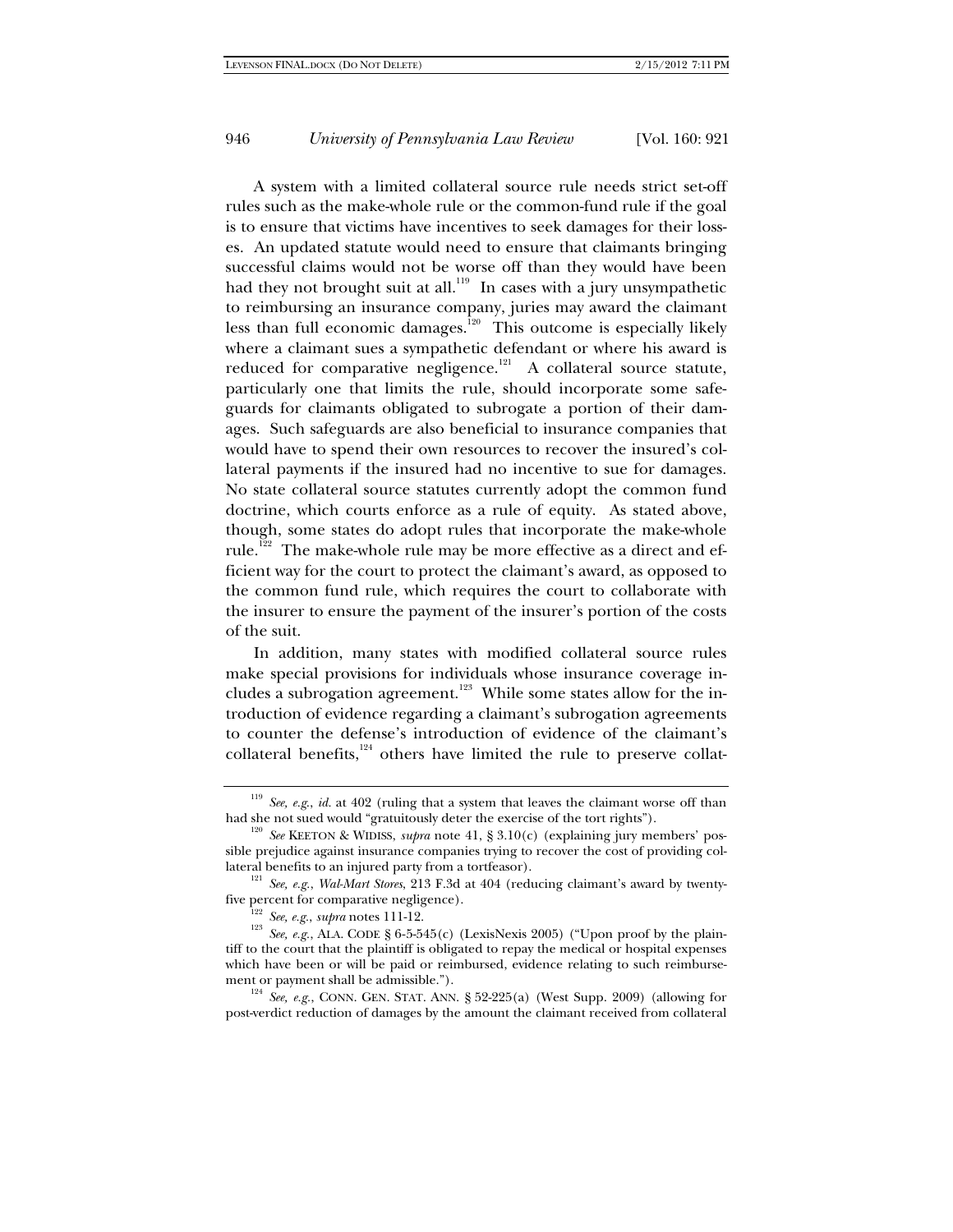A system with a limited collateral source rule needs strict set-off rules such as the make-whole rule or the common-fund rule if the goal is to ensure that victims have incentives to seek damages for their losses. An updated statute would need to ensure that claimants bringing successful claims would not be worse off than they would have been had they not brought suit at all.[119] In cases with a jury unsympathetic to reimbursing an insurance company, juries may award the claimant less than full economic damages.[120] This outcome is especially likely where a claimant sues a sympathetic defendant or where his award is reduced for comparative negligence.[121] A collateral source statute, particularly one that limits the rule, should incorporate some safeguards for claimants obligated to subrogate a portion of their damages. Such safeguards are also beneficial to insurance companies that would have to spend their own resources to recover the insured's collateral payments if the insured had no incentive to sue for damages. No state collateral source statutes currently adopt the common fund doctrine, which courts enforce as a rule of equity. As stated above, though, some states do adopt rules that incorporate the make-whole rule.[122] The make-whole rule may be more effective as a direct and efficient way for the court to protect the claimant's award, as opposed to the common fund rule, which requires the court to collaborate with the insurer to ensure the payment of the insurer's portion of the costs of the suit.

In addition, many states with modified collateral source rules make special provisions for individuals whose insurance coverage includes a subrogation agreement.[123] While some states allow for the introduction of evidence regarding a claimant's subrogation agreements to counter the defense's introduction of evidence of the claimant's collateral benefits,[124] others have limited the rule to preserve collat-

---

[119] *See, e.g.*, *id.* at 402 (ruling that a system that leaves the claimant worse off than had she not sued would "gratuitously deter the exercise of the tort rights").

[120] *See* KEETON & WIDISS, *supra* note 41, § 3.10(c) (explaining jury members' possible prejudice against insurance companies trying to recover the cost of providing collateral benefits to an injured party from a tortfeasor).

[121] *See, e.g.*, *Wal-Mart Stores*, 213 F.3d at 404 (reducing claimant's award by twenty-five percent for comparative negligence).

[122] *See, e.g.*, *supra* notes 111-12.

[123] *See, e.g.*, ALA. CODE § 6-5-545(c) (LexisNexis 2005) ("Upon proof by the plaintiff to the court that the plaintiff is obligated to repay the medical or hospital expenses which have been or will be paid or reimbursed, evidence relating to such reimbursement or payment shall be admissible.").

[124] *See, e.g.*, CONN. GEN. STAT. ANN. § 52-225(a) (West Supp. 2009) (allowing for post-verdict reduction of damages by the amount the claimant received from collateral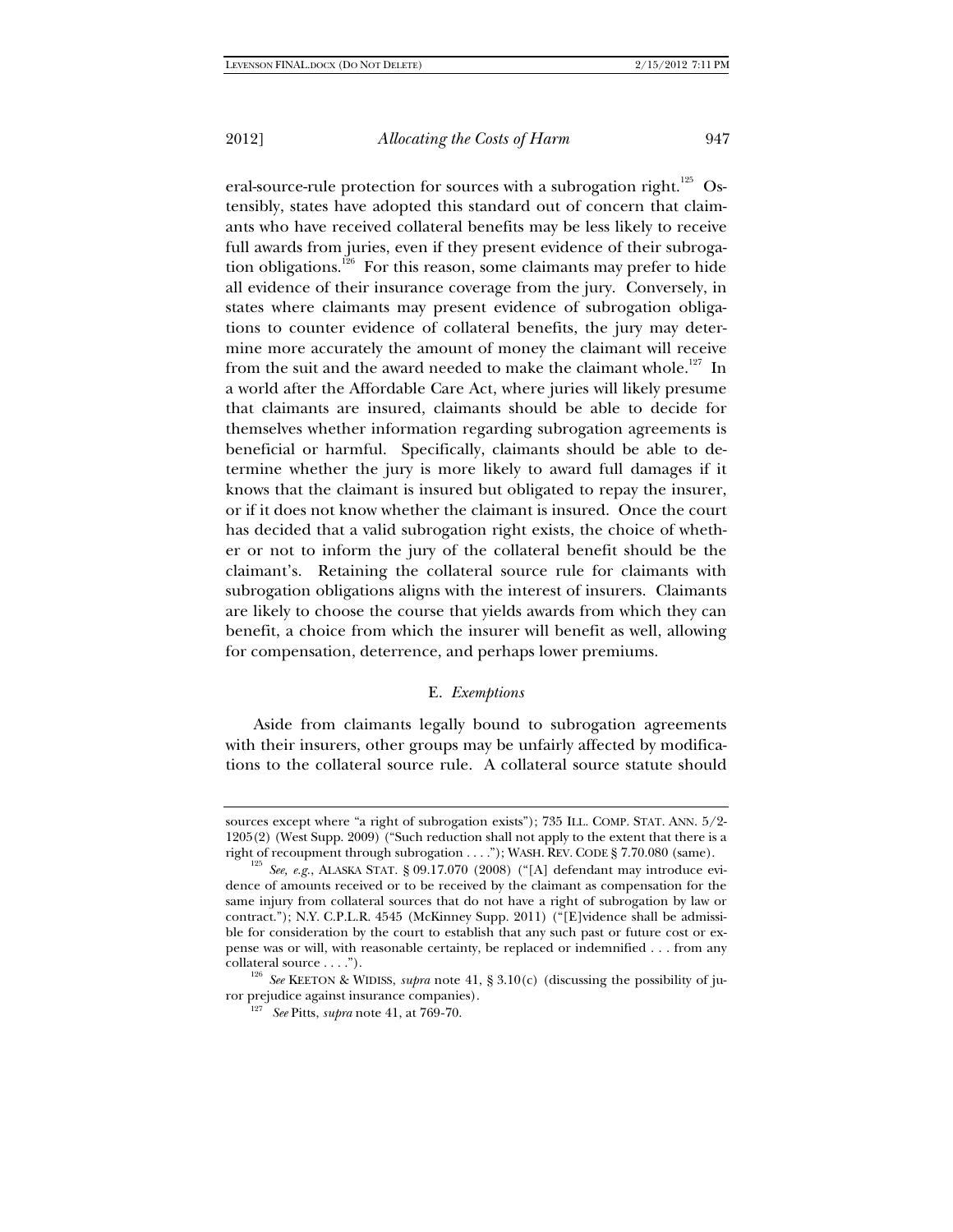eral-source-rule protection for sources with a subrogation right.[125] Ostensibly, states have adopted this standard out of concern that claimants who have received collateral benefits may be less likely to receive full awards from juries, even if they present evidence of their subrogation obligations.[126] For this reason, some claimants may prefer to hide all evidence of their insurance coverage from the jury. Conversely, in states where claimants may present evidence of subrogation obligations to counter evidence of collateral benefits, the jury may determine more accurately the amount of money the claimant will receive from the suit and the award needed to make the claimant whole.[127] In a world after the Affordable Care Act, where juries will likely presume that claimants are insured, claimants should be able to decide for themselves whether information regarding subrogation agreements is beneficial or harmful. Specifically, claimants should be able to determine whether the jury is more likely to award full damages if it knows that the claimant is insured but obligated to repay the insurer, or if it does not know whether the claimant is insured. Once the court has decided that a valid subrogation right exists, the choice of whether or not to inform the jury of the collateral benefit should be the claimant's. Retaining the collateral source rule for claimants with subrogation obligations aligns with the interest of insurers. Claimants are likely to choose the course that yields awards from which they can benefit, a choice from which the insurer will benefit as well, allowing for compensation, deterrence, and perhaps lower premiums.

### E. *Exemptions*

Aside from claimants legally bound to subrogation agreements with their insurers, other groups may be unfairly affected by modifications to the collateral source rule. A collateral source statute should

---

sources except where "a right of subrogation exists"); 735 ILL. COMP. STAT. ANN. 5/2-1205(2) (West Supp. 2009) ("Such reduction shall not apply to the extent that there is a right of recoupment through subrogation . . . ."); WASH. REV. CODE § 7.70.080 (same).

[125] *See, e.g.*, ALASKA STAT. § 09.17.070 (2008) ("[A] defendant may introduce evidence of amounts received or to be received by the claimant as compensation for the same injury from collateral sources that do not have a right of subrogation by law or contract."); N.Y. C.P.L.R. 4545 (McKinney Supp. 2011) ("[E]vidence shall be admissible for consideration by the court to establish that any such past or future cost or expense was or will, with reasonable certainty, be replaced or indemnified . . . from any collateral source . . . .").

[126] *See* KEETON & WIDISS, *supra* note 41, § 3.10(c) (discussing the possibility of juror prejudice against insurance companies).

[127] *See* Pitts, *supra* note 41, at 769-70.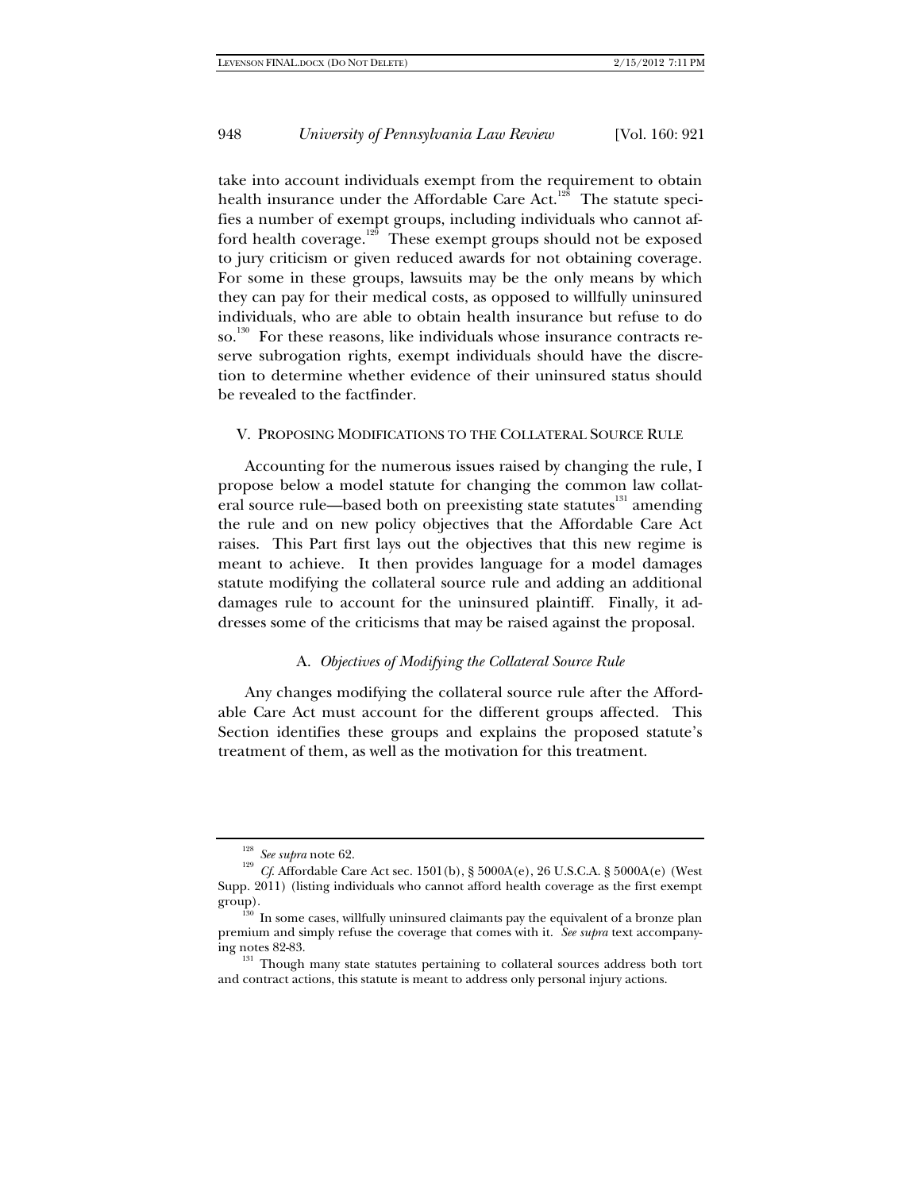take into account individuals exempt from the requirement to obtain health insurance under the Affordable Care Act.[128] The statute specifies a number of exempt groups, including individuals who cannot afford health coverage.[129] These exempt groups should not be exposed to jury criticism or given reduced awards for not obtaining coverage. For some in these groups, lawsuits may be the only means by which they can pay for their medical costs, as opposed to willfully uninsured individuals, who are able to obtain health insurance but refuse to do so.[130] For these reasons, like individuals whose insurance contracts reserve subrogation rights, exempt individuals should have the discretion to determine whether evidence of their uninsured status should be revealed to the factfinder.

## V. PROPOSING MODIFICATIONS TO THE COLLATERAL SOURCE RULE

Accounting for the numerous issues raised by changing the rule, I propose below a model statute for changing the common law collateral source rule—based both on preexisting state statutes[131] amending the rule and on new policy objectives that the Affordable Care Act raises. This Part first lays out the objectives that this new regime is meant to achieve. It then provides language for a model damages statute modifying the collateral source rule and adding an additional damages rule to account for the uninsured plaintiff. Finally, it addresses some of the criticisms that may be raised against the proposal.

### A. *Objectives of Modifying the Collateral Source Rule*

Any changes modifying the collateral source rule after the Affordable Care Act must account for the different groups affected. This Section identifies these groups and explains the proposed statute's treatment of them, as well as the motivation for this treatment.

---

[128] *See supra* note 62.

[129] *Cf.* Affordable Care Act sec. 1501(b), § 5000A(e), 26 U.S.C.A. § 5000A(e) (West Supp. 2011) (listing individuals who cannot afford health coverage as the first exempt group).

[130] In some cases, willfully uninsured claimants pay the equivalent of a bronze plan premium and simply refuse the coverage that comes with it. *See supra* text accompanying notes 82-83.

[131] Though many state statutes pertaining to collateral sources address both tort and contract actions, this statute is meant to address only personal injury actions.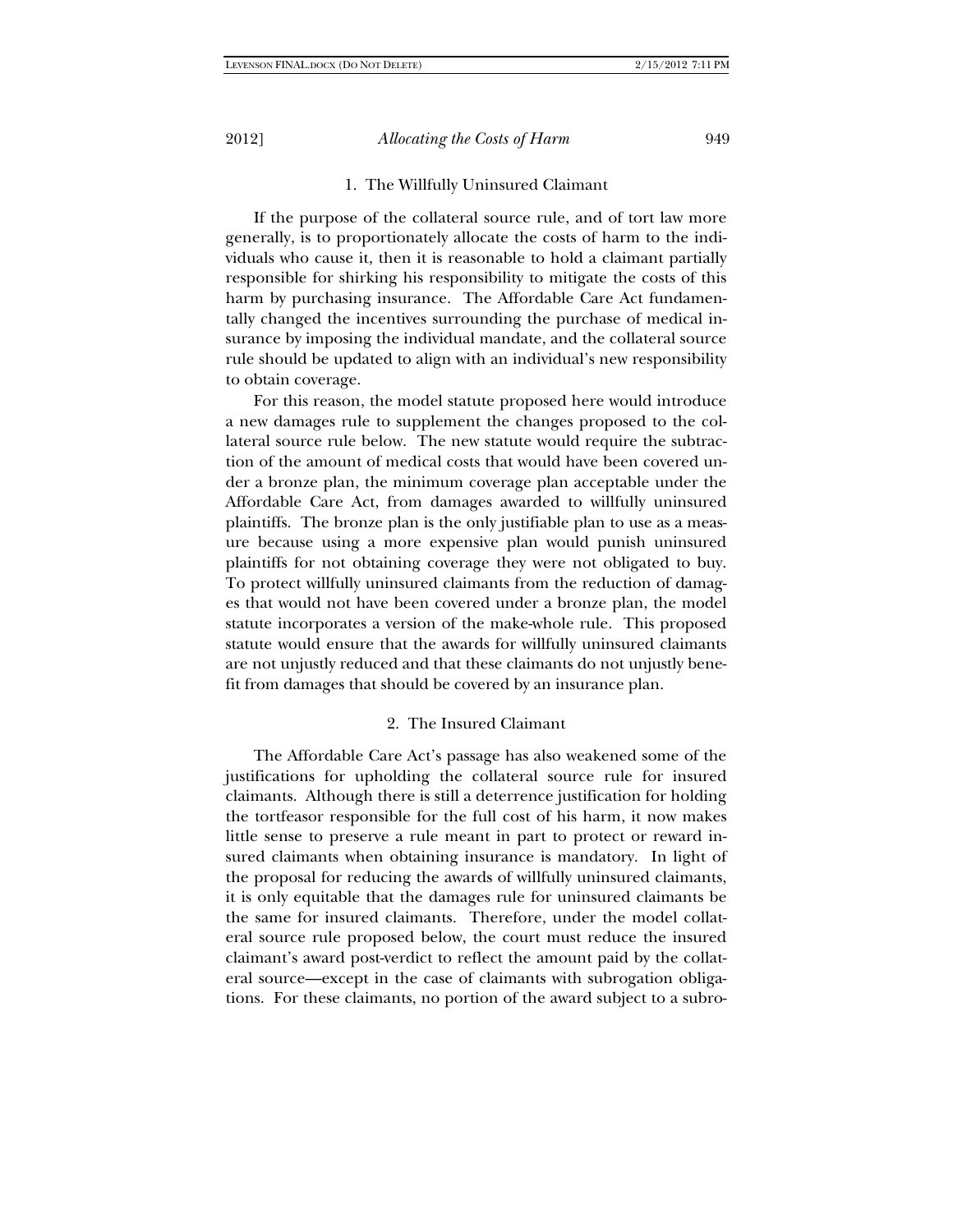### 1. The Willfully Uninsured Claimant

If the purpose of the collateral source rule, and of tort law more generally, is to proportionately allocate the costs of harm to the individuals who cause it, then it is reasonable to hold a claimant partially responsible for shirking his responsibility to mitigate the costs of this harm by purchasing insurance. The Affordable Care Act fundamentally changed the incentives surrounding the purchase of medical insurance by imposing the individual mandate, and the collateral source rule should be updated to align with an individual's new responsibility to obtain coverage.

For this reason, the model statute proposed here would introduce a new damages rule to supplement the changes proposed to the collateral source rule below. The new statute would require the subtraction of the amount of medical costs that would have been covered under a bronze plan, the minimum coverage plan acceptable under the Affordable Care Act, from damages awarded to willfully uninsured plaintiffs. The bronze plan is the only justifiable plan to use as a measure because using a more expensive plan would punish uninsured plaintiffs for not obtaining coverage they were not obligated to buy. To protect willfully uninsured claimants from the reduction of damages that would not have been covered under a bronze plan, the model statute incorporates a version of the make-whole rule. This proposed statute would ensure that the awards for willfully uninsured claimants are not unjustly reduced and that these claimants do not unjustly benefit from damages that should be covered by an insurance plan.

### 2. The Insured Claimant

The Affordable Care Act's passage has also weakened some of the justifications for upholding the collateral source rule for insured claimants. Although there is still a deterrence justification for holding the tortfeasor responsible for the full cost of his harm, it now makes little sense to preserve a rule meant in part to protect or reward insured claimants when obtaining insurance is mandatory. In light of the proposal for reducing the awards of willfully uninsured claimants, it is only equitable that the damages rule for uninsured claimants be the same for insured claimants. Therefore, under the model collateral source rule proposed below, the court must reduce the insured claimant's award post-verdict to reflect the amount paid by the collateral source—except in the case of claimants with subrogation obligations. For these claimants, no portion of the award subject to a subro-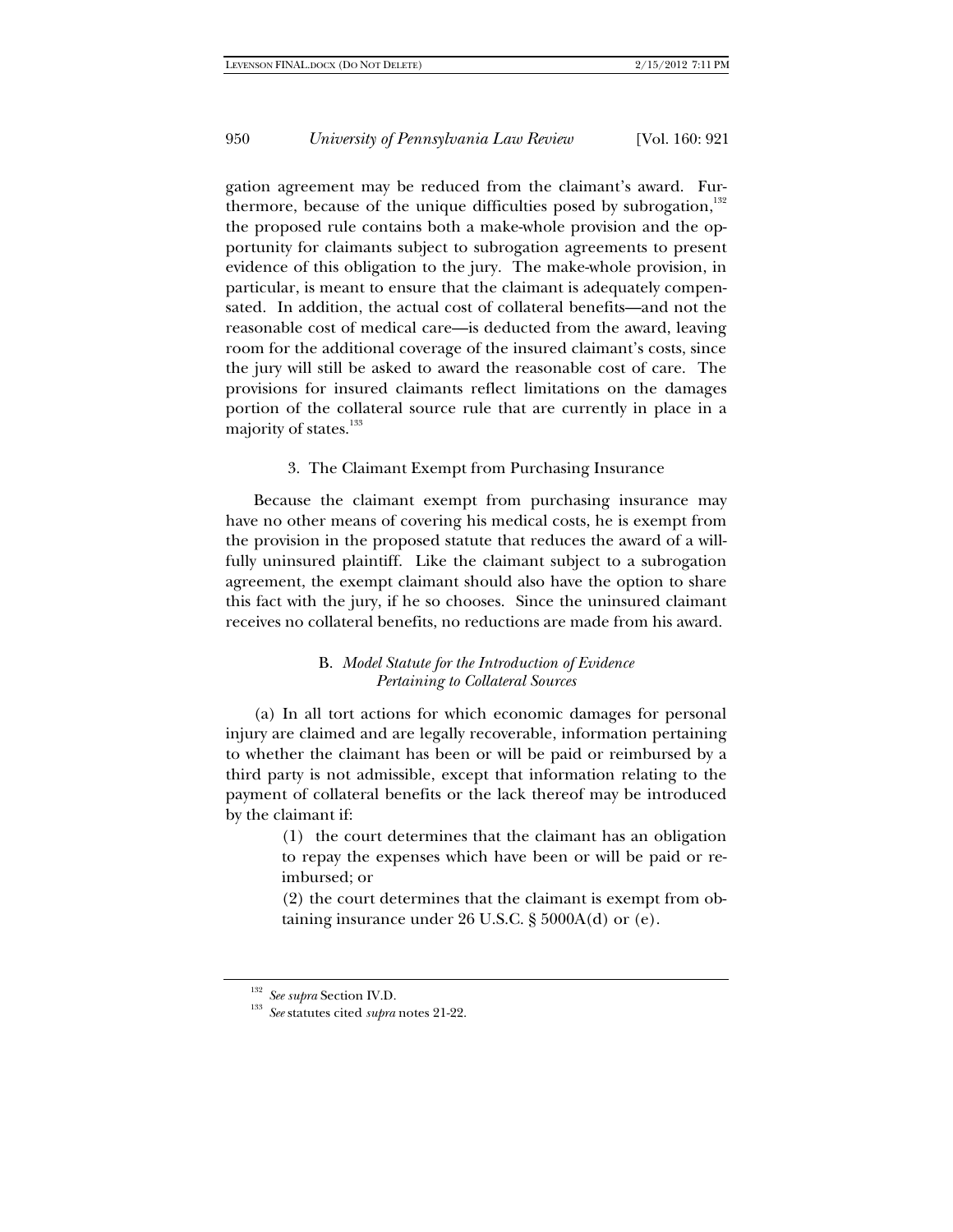gation agreement may be reduced from the claimant's award. Furthermore, because of the unique difficulties posed by subrogation,[132] the proposed rule contains both a make-whole provision and the opportunity for claimants subject to subrogation agreements to present evidence of this obligation to the jury. The make-whole provision, in particular, is meant to ensure that the claimant is adequately compensated. In addition, the actual cost of collateral benefits—and not the reasonable cost of medical care—is deducted from the award, leaving room for the additional coverage of the insured claimant's costs, since the jury will still be asked to award the reasonable cost of care. The provisions for insured claimants reflect limitations on the damages portion of the collateral source rule that are currently in place in a majority of states.[133]

#### 3. The Claimant Exempt from Purchasing Insurance

Because the claimant exempt from purchasing insurance may have no other means of covering his medical costs, he is exempt from the provision in the proposed statute that reduces the award of a willfully uninsured plaintiff. Like the claimant subject to a subrogation agreement, the exempt claimant should also have the option to share this fact with the jury, if he so chooses. Since the uninsured claimant receives no collateral benefits, no reductions are made from his award.

### B. *Model Statute for the Introduction of Evidence Pertaining to Collateral Sources*

(a) In all tort actions for which economic damages for personal injury are claimed and are legally recoverable, information pertaining to whether the claimant has been or will be paid or reimbursed by a third party is not admissible, except that information relating to the payment of collateral benefits or the lack thereof may be introduced by the claimant if:

> (1) the court determines that the claimant has an obligation to repay the expenses which have been or will be paid or reimbursed; or
>
> (2) the court determines that the claimant is exempt from obtaining insurance under 26 U.S.C. § 5000A(d) or (e).

---

[132] *See supra* Section IV.D.

[133] *See* statutes cited *supra* notes 21-22.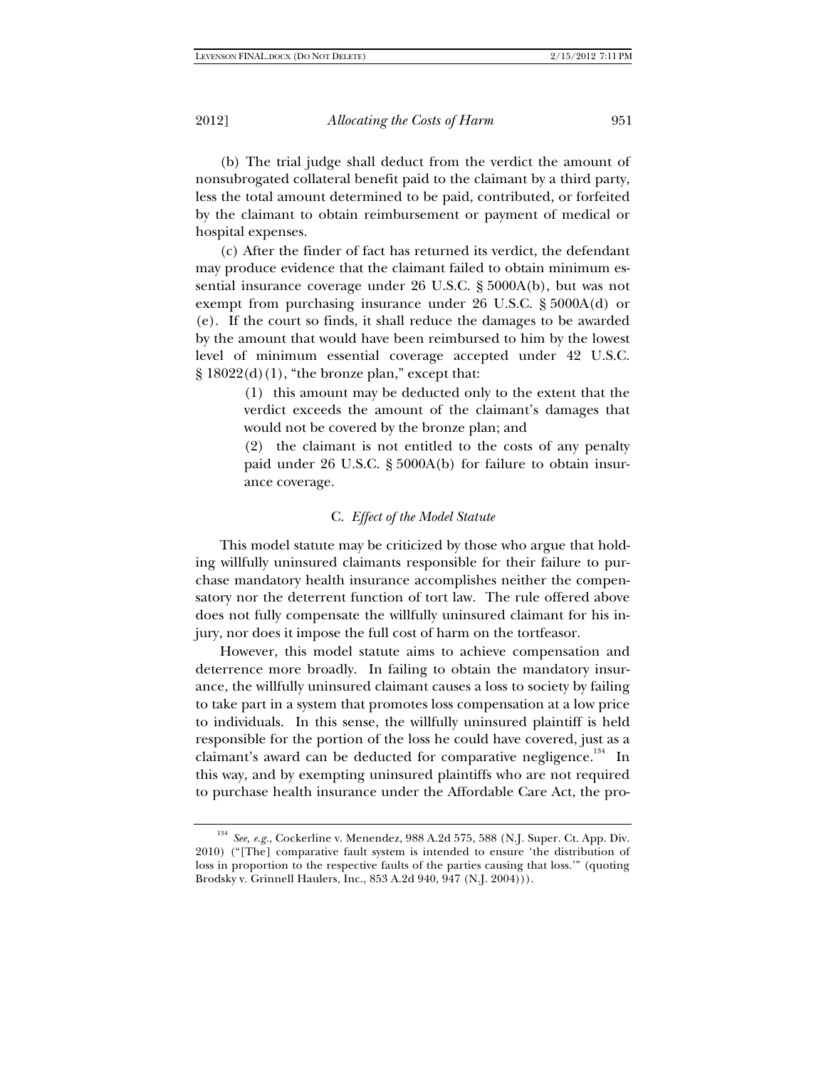(b) The trial judge shall deduct from the verdict the amount of nonsubrogated collateral benefit paid to the claimant by a third party, less the total amount determined to be paid, contributed, or forfeited by the claimant to obtain reimbursement or payment of medical or hospital expenses.

(c) After the finder of fact has returned its verdict, the defendant may produce evidence that the claimant failed to obtain minimum essential insurance coverage under 26 U.S.C. § 5000A(b), but was not exempt from purchasing insurance under 26 U.S.C. § 5000A(d) or (e). If the court so finds, it shall reduce the damages to be awarded by the amount that would have been reimbursed to him by the lowest level of minimum essential coverage accepted under 42 U.S.C. § 18022(d)(1), "the bronze plan," except that:

> (1) this amount may be deducted only to the extent that the verdict exceeds the amount of the claimant's damages that would not be covered by the bronze plan; and
>
> (2) the claimant is not entitled to the costs of any penalty paid under 26 U.S.C. § 5000A(b) for failure to obtain insurance coverage.

### C. *Effect of the Model Statute*

This model statute may be criticized by those who argue that holding willfully uninsured claimants responsible for their failure to purchase mandatory health insurance accomplishes neither the compensatory nor the deterrent function of tort law. The rule offered above does not fully compensate the willfully uninsured claimant for his injury, nor does it impose the full cost of harm on the tortfeasor.

However, this model statute aims to achieve compensation and deterrence more broadly. In failing to obtain the mandatory insurance, the willfully uninsured claimant causes a loss to society by failing to take part in a system that promotes loss compensation at a low price to individuals. In this sense, the willfully uninsured plaintiff is held responsible for the portion of the loss he could have covered, just as a claimant's award can be deducted for comparative negligence.[134] In this way, and by exempting uninsured plaintiffs who are not required to purchase health insurance under the Affordable Care Act, the pro-

---

[134] *See, e.g.*, Cockerline v. Menendez, 988 A.2d 575, 588 (N.J. Super. Ct. App. Div. 2010) ("[The] comparative fault system is intended to ensure 'the distribution of loss in proportion to the respective faults of the parties causing that loss.'" (quoting Brodsky v. Grinnell Haulers, Inc., 853 A.2d 940, 947 (N.J. 2004))).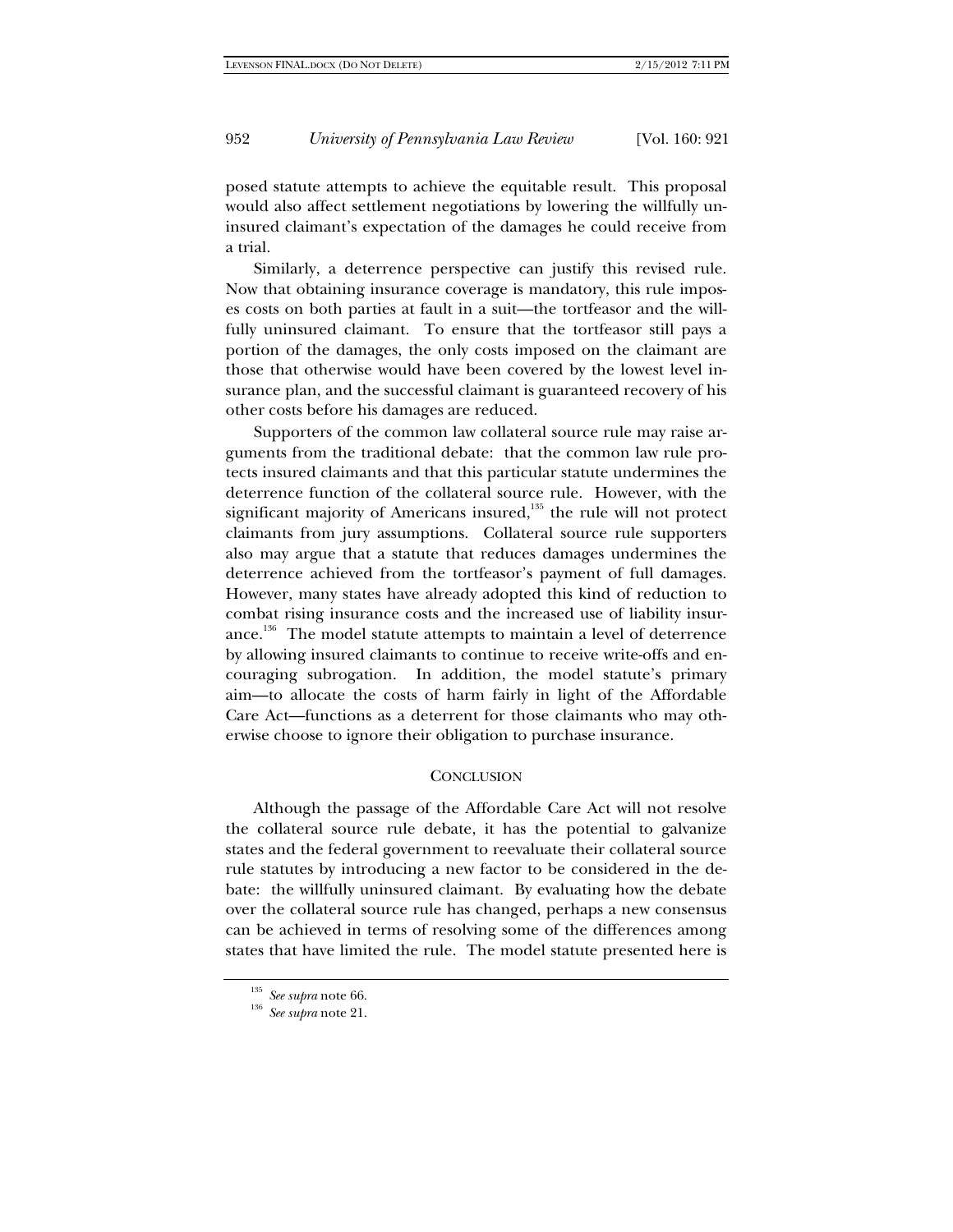posed statute attempts to achieve the equitable result. This proposal would also affect settlement negotiations by lowering the willfully uninsured claimant's expectation of the damages he could receive from a trial.

Similarly, a deterrence perspective can justify this revised rule. Now that obtaining insurance coverage is mandatory, this rule imposes costs on both parties at fault in a suit—the tortfeasor and the willfully uninsured claimant. To ensure that the tortfeasor still pays a portion of the damages, the only costs imposed on the claimant are those that otherwise would have been covered by the lowest level insurance plan, and the successful claimant is guaranteed recovery of his other costs before his damages are reduced.

Supporters of the common law collateral source rule may raise arguments from the traditional debate: that the common law rule protects insured claimants and that this particular statute undermines the deterrence function of the collateral source rule. However, with the significant majority of Americans insured,[135] the rule will not protect claimants from jury assumptions. Collateral source rule supporters also may argue that a statute that reduces damages undermines the deterrence achieved from the tortfeasor's payment of full damages. However, many states have already adopted this kind of reduction to combat rising insurance costs and the increased use of liability insurance.[136] The model statute attempts to maintain a level of deterrence by allowing insured claimants to continue to receive write-offs and encouraging subrogation. In addition, the model statute's primary aim—to allocate the costs of harm fairly in light of the Affordable Care Act—functions as a deterrent for those claimants who may otherwise choose to ignore their obligation to purchase insurance.

## CONCLUSION

Although the passage of the Affordable Care Act will not resolve the collateral source rule debate, it has the potential to galvanize states and the federal government to reevaluate their collateral source rule statutes by introducing a new factor to be considered in the debate: the willfully uninsured claimant. By evaluating how the debate over the collateral source rule has changed, perhaps a new consensus can be achieved in terms of resolving some of the differences among states that have limited the rule. The model statute presented here is

[135] *See supra* note 66.

[136] *See supra* note 21.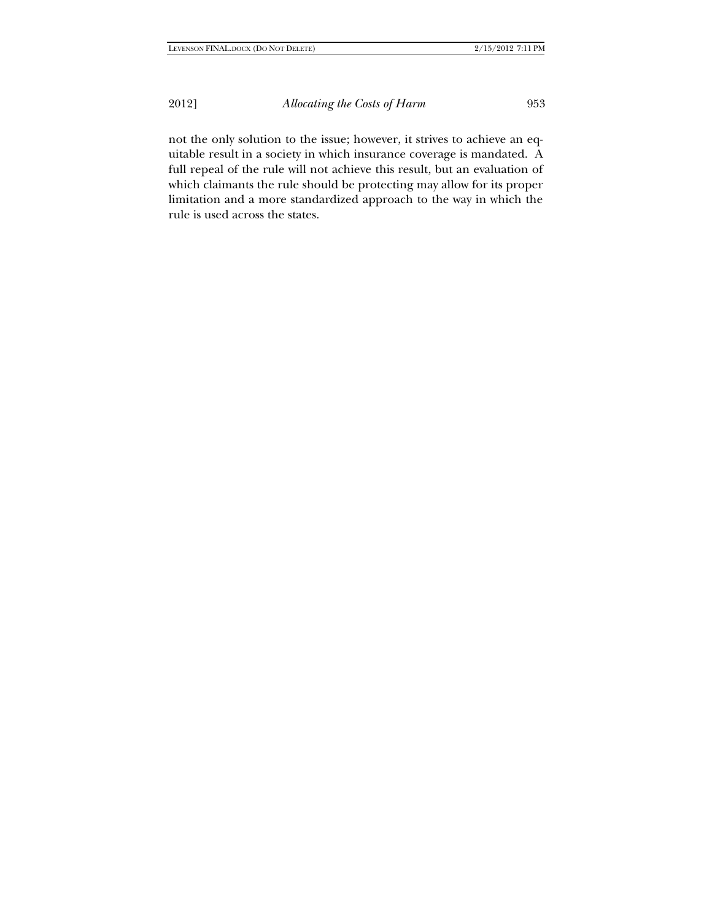not the only solution to the issue; however, it strives to achieve an equitable result in a society in which insurance coverage is mandated. A full repeal of the rule will not achieve this result, but an evaluation of which claimants the rule should be protecting may allow for its proper limitation and a more standardized approach to the way in which the rule is used across the states.